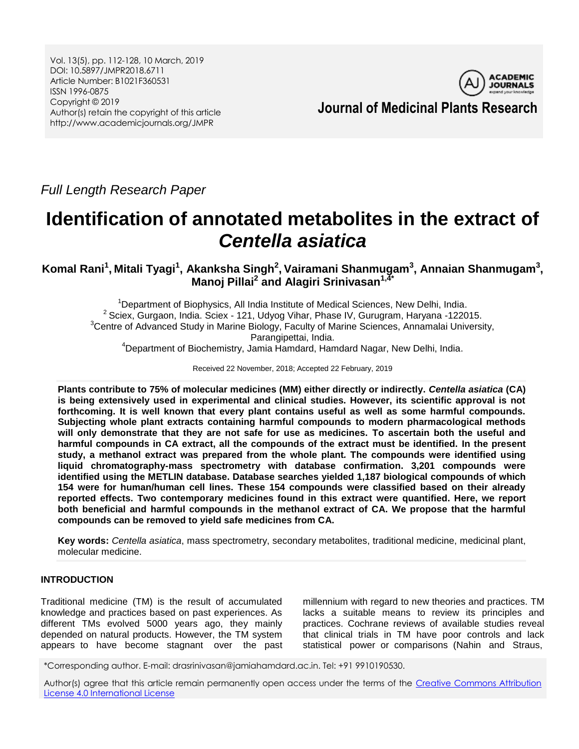*Full Length Research Paper*

# Identification of annotated metabolites in the extract of *Centella asiatica*

**Komal Rani[1], Mitali Tyagi[1], Akanksha Singh[2], Vairamani Shanmugam[3], Annaian Shanmugam[3], Manoj Pillai[2] and Alagiri Srinivasan[1,4]***

[1]Department of Biophysics, All India Institute of Medical Sciences, New Delhi, India.
[2] Sciex, Gurgaon, India. Sciex - 121, Udyog Vihar, Phase IV, Gurugram, Haryana -122015.
[3]Centre of Advanced Study in Marine Biology, Faculty of Marine Sciences, Annamalai University, Parangipettai, India.
[4]Department of Biochemistry, Jamia Hamdard, Hamdard Nagar, New Delhi, India.

Received 22 November, 2018; Accepted 22 February, 2019

**Plants contribute to 75% of molecular medicines (MM) either directly or indirectly. *Centella asiatica* (CA) is being extensively used in experimental and clinical studies. However, its scientific approval is not forthcoming. It is well known that every plant contains useful as well as some harmful compounds. Subjecting whole plant extracts containing harmful compounds to modern pharmacological methods will only demonstrate that they are not safe for use as medicines. To ascertain both the useful and harmful compounds in CA extract, all the compounds of the extract must be identified. In the present study, a methanol extract was prepared from the whole plant. The compounds were identified using liquid chromatography-mass spectrometry with database confirmation. 3,201 compounds were identified using the METLIN database. Database searches yielded 1,187 biological compounds of which 154 were for human/human cell lines. These 154 compounds were classified based on their already reported effects. Two contemporary medicines found in this extract were quantified. Here, we report both beneficial and harmful compounds in the methanol extract of CA. We propose that the harmful compounds can be removed to yield safe medicines from CA.**

**Key words:** *Centella asiatica*, mass spectrometry, secondary metabolites, traditional medicine, medicinal plant, molecular medicine.

## INTRODUCTION

Traditional medicine (TM) is the result of accumulated knowledge and practices based on past experiences. As different TMs evolved 5000 years ago, they mainly depended on natural products. However, the TM system appears to have become stagnant over the past millennium with regard to new theories and practices. TM lacks a suitable means to review its principles and practices. Cochrane reviews of available studies reveal that clinical trials in TM have poor controls and lack statistical power or comparisons (Nahin and Straus,

*Corresponding author. E-mail: drasrinivasan@jamiahamdard.ac.in. Tel: +91 9910190530.

Author(s) agree that this article remain permanently open access under the terms of the Creative Commons Attribution License 4.0 International License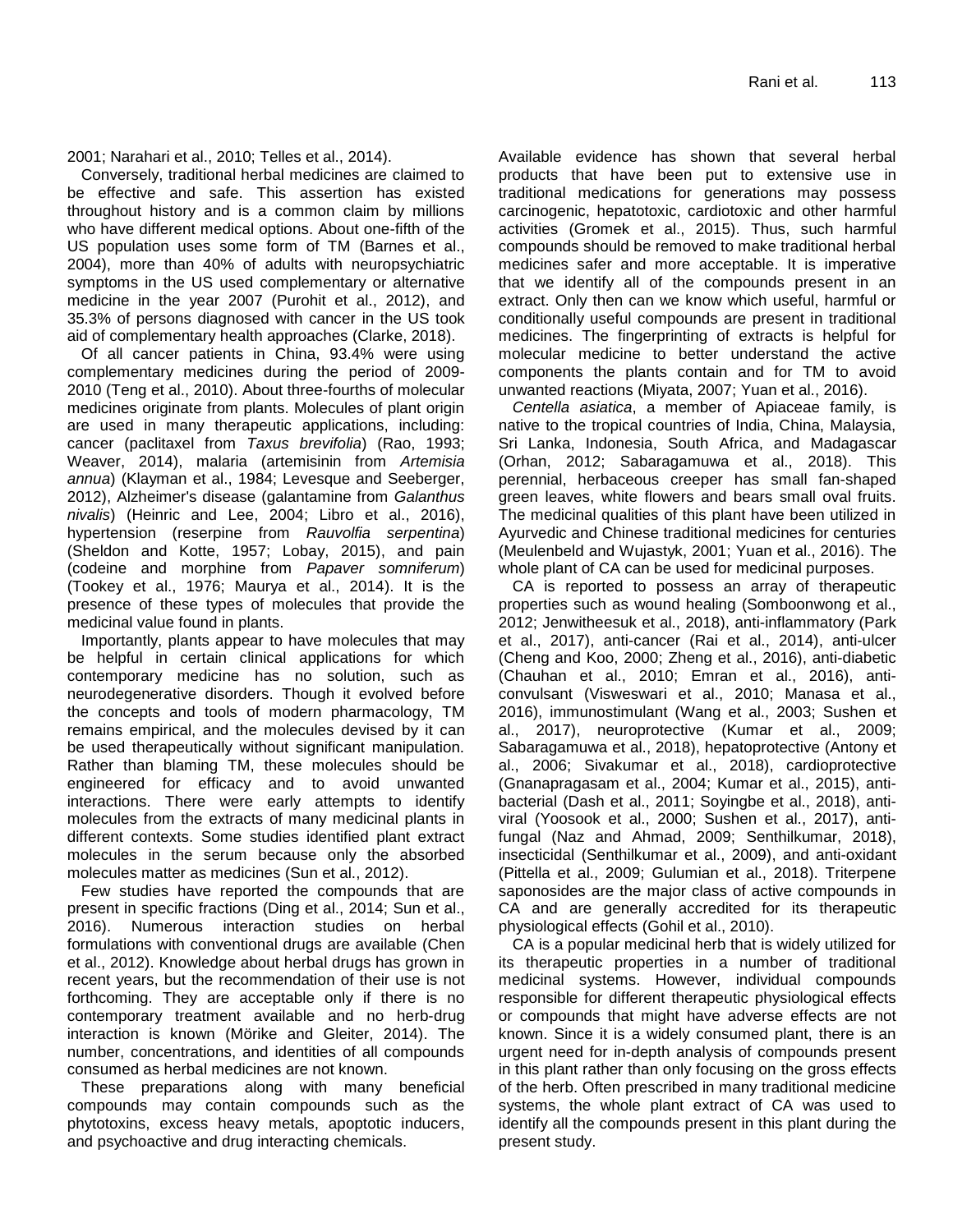2001; Narahari et al., 2010; Telles et al., 2014).

Conversely, traditional herbal medicines are claimed to be effective and safe. This assertion has existed throughout history and is a common claim by millions who have different medical options. About one-fifth of the US population uses some form of TM (Barnes et al., 2004), more than 40% of adults with neuropsychiatric symptoms in the US used complementary or alternative medicine in the year 2007 (Purohit et al., 2012), and 35.3% of persons diagnosed with cancer in the US took aid of complementary health approaches (Clarke, 2018).

Of all cancer patients in China, 93.4% were using complementary medicines during the period of 2009-2010 (Teng et al., 2010). About three-fourths of molecular medicines originate from plants. Molecules of plant origin are used in many therapeutic applications, including: cancer (paclitaxel from *Taxus brevifolia*) (Rao, 1993; Weaver, 2014), malaria (artemisinin from *Artemisia annua*) (Klayman et al., 1984; Levesque and Seeberger, 2012), Alzheimer's disease (galantamine from *Galanthus nivalis*) (Heinric and Lee, 2004; Libro et al., 2016), hypertension (reserpine from *Rauvolfia serpentina*) (Sheldon and Kotte, 1957; Lobay, 2015), and pain (codeine and morphine from *Papaver somniferum*) (Tookey et al., 1976; Maurya et al., 2014). It is the presence of these types of molecules that provide the medicinal value found in plants.

Importantly, plants appear to have molecules that may be helpful in certain clinical applications for which contemporary medicine has no solution, such as neurodegenerative disorders. Though it evolved before the concepts and tools of modern pharmacology, TM remains empirical, and the molecules devised by it can be used therapeutically without significant manipulation. Rather than blaming TM, these molecules should be engineered for efficacy and to avoid unwanted interactions. There were early attempts to identify molecules from the extracts of many medicinal plants in different contexts. Some studies identified plant extract molecules in the serum because only the absorbed molecules matter as medicines (Sun et al., 2012).

Few studies have reported the compounds that are present in specific fractions (Ding et al., 2014; Sun et al., 2016). Numerous interaction studies on herbal formulations with conventional drugs are available (Chen et al., 2012). Knowledge about herbal drugs has grown in recent years, but the recommendation of their use is not forthcoming. They are acceptable only if there is no contemporary treatment available and no herb-drug interaction is known (Mörike and Gleiter, 2014). The number, concentrations, and identities of all compounds consumed as herbal medicines are not known.

These preparations along with many beneficial compounds may contain compounds such as the phytotoxins, excess heavy metals, apoptotic inducers, and psychoactive and drug interacting chemicals. Available evidence has shown that several herbal products that have been put to extensive use in traditional medications for generations may possess carcinogenic, hepatotoxic, cardiotoxic and other harmful activities (Gromek et al., 2015). Thus, such harmful compounds should be removed to make traditional herbal medicines safer and more acceptable. It is imperative that we identify all of the compounds present in an extract. Only then can we know which useful, harmful or conditionally useful compounds are present in traditional medicines. The fingerprinting of extracts is helpful for molecular medicine to better understand the active components the plants contain and for TM to avoid unwanted reactions (Miyata, 2007; Yuan et al., 2016).

*Centella asiatica*, a member of Apiaceae family, is native to the tropical countries of India, China, Malaysia, Sri Lanka, Indonesia, South Africa, and Madagascar (Orhan, 2012; Sabaragamuwa et al., 2018). This perennial, herbaceous creeper has small fan-shaped green leaves, white flowers and bears small oval fruits. The medicinal qualities of this plant have been utilized in Ayurvedic and Chinese traditional medicines for centuries (Meulenbeld and Wujastyk, 2001; Yuan et al., 2016). The whole plant of CA can be used for medicinal purposes.

CA is reported to possess an array of therapeutic properties such as wound healing (Somboonwong et al., 2012; Jenwitheesuk et al., 2018), anti-inflammatory (Park et al., 2017), anti-cancer (Rai et al., 2014), anti-ulcer (Cheng and Koo, 2000; Zheng et al., 2016), anti-diabetic (Chauhan et al., 2010; Emran et al., 2016), anti-convulsant (Visweswari et al., 2010; Manasa et al., 2016), immunostimulant (Wang et al., 2003; Sushen et al., 2017), neuroprotective (Kumar et al., 2009; Sabaragamuwa et al., 2018), hepatoprotective (Antony et al., 2006; Sivakumar et al., 2018), cardioprotective (Gnanapragasam et al., 2004; Kumar et al., 2015), anti-bacterial (Dash et al., 2011; Soyingbe et al., 2018), anti-viral (Yoosook et al., 2000; Sushen et al., 2017), anti-fungal (Naz and Ahmad, 2009; Senthilkumar, 2018), insecticidal (Senthilkumar et al., 2009), and anti-oxidant (Pittella et al., 2009; Gulumian et al., 2018). Triterpene saponosides are the major class of active compounds in CA and are generally accredited for its therapeutic physiological effects (Gohil et al., 2010).

CA is a popular medicinal herb that is widely utilized for its therapeutic properties in a number of traditional medicinal systems. However, individual compounds responsible for different therapeutic physiological effects or compounds that might have adverse effects are not known. Since it is a widely consumed plant, there is an urgent need for in-depth analysis of compounds present in this plant rather than only focusing on the gross effects of the herb. Often prescribed in many traditional medicine systems, the whole plant extract of CA was used to identify all the compounds present in this plant during the present study.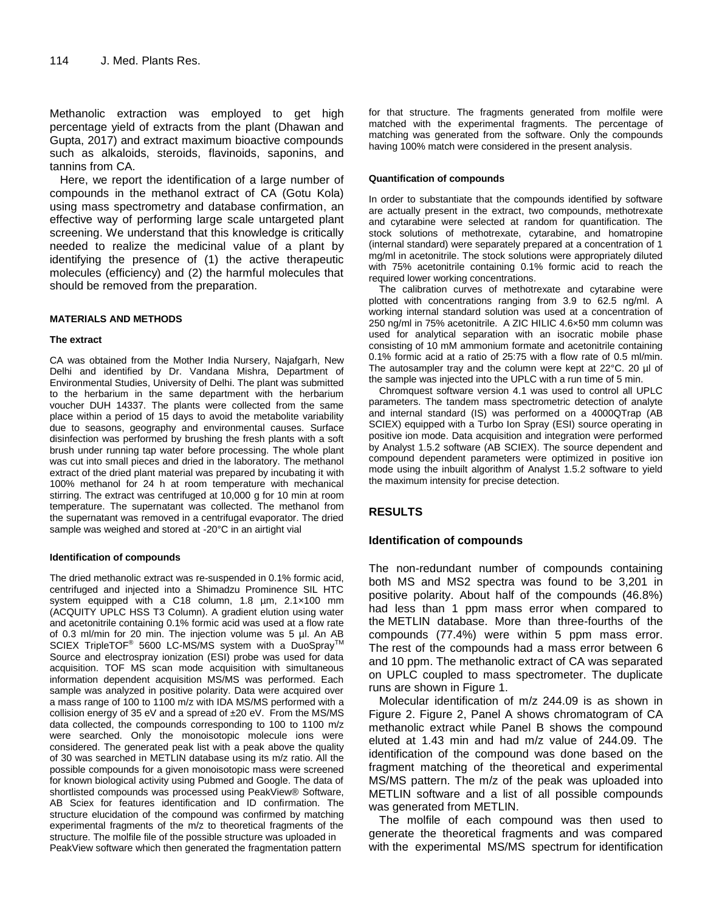Methanolic extraction was employed to get high percentage yield of extracts from the plant (Dhawan and Gupta, 2017) and extract maximum bioactive compounds such as alkaloids, steroids, flavinoids, saponins, and tannins from CA.

Here, we report the identification of a large number of compounds in the methanol extract of CA (Gotu Kola) using mass spectrometry and database confirmation, an effective way of performing large scale untargeted plant screening. We understand that this knowledge is critically needed to realize the medicinal value of a plant by identifying the presence of (1) the active therapeutic molecules (efficiency) and (2) the harmful molecules that should be removed from the preparation.

## MATERIALS AND METHODS

### The extract

CA was obtained from the Mother India Nursery, Najafgarh, New Delhi and identified by Dr. Vandana Mishra, Department of Environmental Studies, University of Delhi. The plant was submitted to the herbarium in the same department with the herbarium voucher DUH 14337. The plants were collected from the same place within a period of 15 days to avoid the metabolite variability due to seasons, geography and environmental causes. Surface disinfection was performed by brushing the fresh plants with a soft brush under running tap water before processing. The whole plant was cut into small pieces and dried in the laboratory. The methanol extract of the dried plant material was prepared by incubating it with 100% methanol for 24 h at room temperature with mechanical stirring. The extract was centrifuged at 10,000 g for 10 min at room temperature. The supernatant was collected. The methanol from the supernatant was removed in a centrifugal evaporator. The dried sample was weighed and stored at -20°C in an airtight vial

### Identification of compounds

The dried methanolic extract was re-suspended in 0.1% formic acid, centrifuged and injected into a Shimadzu Prominence SIL HTC system equipped with a C18 column, 1.8 µm, 2.1×100 mm (ACQUITY UPLC HSS T3 Column). A gradient elution using water and acetonitrile containing 0.1% formic acid was used at a flow rate of 0.3 ml/min for 20 min. The injection volume was 5 µl. An AB SCIEX TripleTOF® 5600 LC-MS/MS system with a DuoSpray™ Source and electrospray ionization (ESI) probe was used for data acquisition. TOF MS scan mode acquisition with simultaneous information dependent acquisition MS/MS was performed. Each sample was analyzed in positive polarity. Data were acquired over a mass range of 100 to 1100 m/z with IDA MS/MS performed with a collision energy of 35 eV and a spread of ±20 eV. From the MS/MS data collected, the compounds corresponding to 100 to 1100 m/z were searched. Only the monoisotopic molecule ions were considered. The generated peak list with a peak above the quality of 30 was searched in METLIN database using its m/z ratio. All the possible compounds for a given monoisotopic mass were screened for known biological activity using Pubmed and Google. The data of shortlisted compounds was processed using PeakView® Software, AB Sciex for features identification and ID confirmation. The structure elucidation of the compound was confirmed by matching experimental fragments of the m/z to theoretical fragments of the structure. The molfile file of the possible structure was uploaded in PeakView software which then generated the fragmentation pattern for that structure. The fragments generated from molfile were matched with the experimental fragments. The percentage of matching was generated from the software. Only the compounds having 100% match were considered in the present analysis.

### Quantification of compounds

In order to substantiate that the compounds identified by software are actually present in the extract, two compounds, methotrexate and cytarabine were selected at random for quantification. The stock solutions of methotrexate, cytarabine, and homatropine (internal standard) were separately prepared at a concentration of 1 mg/ml in acetonitrile. The stock solutions were appropriately diluted with 75% acetonitrile containing 0.1% formic acid to reach the required lower working concentrations.

The calibration curves of methotrexate and cytarabine were plotted with concentrations ranging from 3.9 to 62.5 ng/ml. A working internal standard solution was used at a concentration of 250 ng/ml in 75% acetonitrile. A ZIC HILIC 4.6×50 mm column was used for analytical separation with an isocratic mobile phase consisting of 10 mM ammonium formate and acetonitrile containing 0.1% formic acid at a ratio of 25:75 with a flow rate of 0.5 ml/min. The autosampler tray and the column were kept at 22°C. 20 µl of the sample was injected into the UPLC with a run time of 5 min.

Chromquest software version 4.1 was used to control all UPLC parameters. The tandem mass spectrometric detection of analyte and internal standard (IS) was performed on a 4000QTrap (AB SCIEX) equipped with a Turbo Ion Spray (ESI) source operating in positive ion mode. Data acquisition and integration were performed by Analyst 1.5.2 software (AB SCIEX). The source dependent and compound dependent parameters were optimized in positive ion mode using the inbuilt algorithm of Analyst 1.5.2 software to yield the maximum intensity for precise detection.

## RESULTS

### Identification of compounds

The non-redundant number of compounds containing both MS and MS2 spectra was found to be 3,201 in positive polarity. About half of the compounds (46.8%) had less than 1 ppm mass error when compared to the METLIN database. More than three-fourths of the compounds (77.4%) were within 5 ppm mass error. The rest of the compounds had a mass error between 6 and 10 ppm. The methanolic extract of CA was separated on UPLC coupled to mass spectrometer. The duplicate runs are shown in Figure 1.

Molecular identification of m/z 244.09 is as shown in Figure 2. Figure 2, Panel A shows chromatogram of CA methanolic extract while Panel B shows the compound eluted at 1.43 min and had m/z value of 244.09. The identification of the compound was done based on the fragment matching of the theoretical and experimental MS/MS pattern. The m/z of the peak was uploaded into METLIN software and a list of all possible compounds was generated from METLIN.

The molfile of each compound was then used to generate the theoretical fragments and was compared with the experimental MS/MS spectrum for identification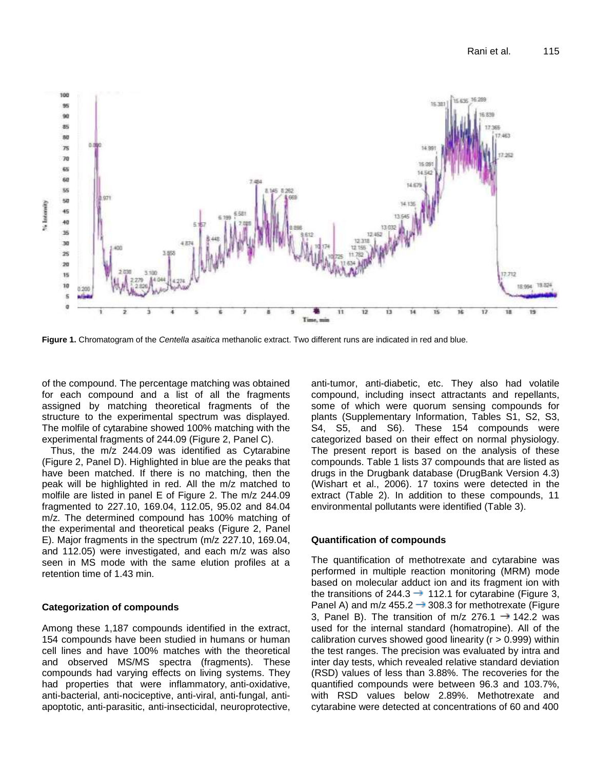**Figure 1.** Chromatogram of the *Centella asaitica* methanolic extract. Two different runs are indicated in red and blue.

of the compound. The percentage matching was obtained for each compound and a list of all the fragments assigned by matching theoretical fragments of the structure to the experimental spectrum was displayed. The molfile of cytarabine showed 100% matching with the experimental fragments of 244.09 (Figure 2, Panel C).

Thus, the m/z 244.09 was identified as Cytarabine (Figure 2, Panel D). Highlighted in blue are the peaks that have been matched. If there is no matching, then the peak will be highlighted in red. All the m/z matched to molfile are listed in panel E of Figure 2. The m/z 244.09 fragmented to 227.10, 169.04, 112.05, 95.02 and 84.04 m/z. The determined compound has 100% matching of the experimental and theoretical peaks (Figure 2, Panel E). Major fragments in the spectrum (m/z 227.10, 169.04, and 112.05) were investigated, and each m/z was also seen in MS mode with the same elution profiles at a retention time of 1.43 min.

### Categorization of compounds

Among these 1,187 compounds identified in the extract, 154 compounds have been studied in humans or human cell lines and have 100% matches with the theoretical and observed MS/MS spectra (fragments). These compounds had varying effects on living systems. They had properties that were inflammatory, anti-oxidative, anti-bacterial, anti-nociceptive, anti-viral, anti-fungal, anti-apoptotic, anti-parasitic, anti-insecticidal, neuroprotective, anti-tumor, anti-diabetic, etc. They also had volatile compound, including insect attractants and repellants, some of which were quorum sensing compounds for plants (Supplementary Information, Tables S1, S2, S3, S4, S5, and S6). These 154 compounds were categorized based on their effect on normal physiology. The present report is based on the analysis of these compounds. Table 1 lists 37 compounds that are listed as drugs in the Drugbank database (DrugBank Version 4.3) (Wishart et al., 2006). 17 toxins were detected in the extract (Table 2). In addition to these compounds, 11 environmental pollutants were identified (Table 3).

### Quantification of compounds

The quantification of methotrexate and cytarabine was performed in multiple reaction monitoring (MRM) mode based on molecular adduct ion and its fragment ion with the transitions of 244.3 → 112.1 for cytarabine (Figure 3, Panel A) and m/z 455.2 → 308.3 for methotrexate (Figure 3, Panel B). The transition of m/z 276.1 → 142.2 was used for the internal standard (homatropine). All of the calibration curves showed good linearity ($r > 0.999$) within the test ranges. The precision was evaluated by intra and inter day tests, which revealed relative standard deviation (RSD) values of less than 3.88%. The recoveries for the quantified compounds were between 96.3 and 103.7%, with RSD values below 2.89%. Methotrexate and cytarabine were detected at concentrations of 60 and 400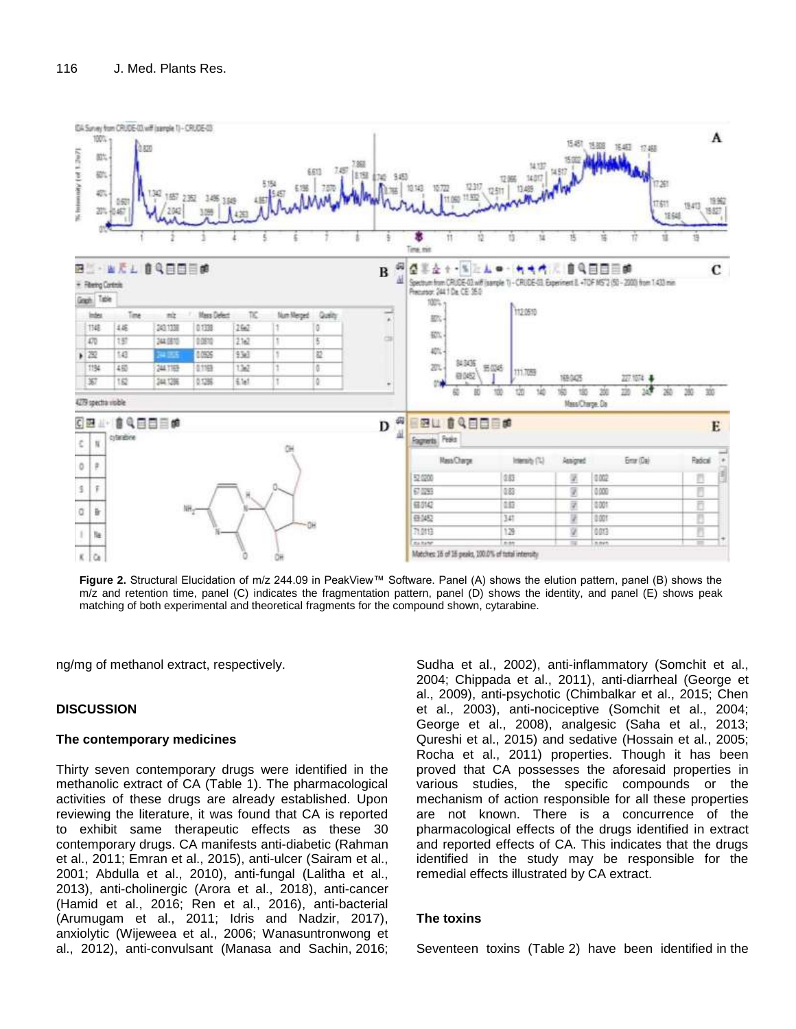**Figure 2.** Structural Elucidation of m/z 244.09 in PeakView™ Software. Panel (A) shows the elution pattern, panel (B) shows the m/z and retention time, panel (C) indicates the fragmentation pattern, panel (D) shows the identity, and panel (E) shows peak matching of both experimental and theoretical fragments for the compound shown, cytarabine.

ng/mg of methanol extract, respectively.

## DISCUSSION

### The contemporary medicines

Thirty seven contemporary drugs were identified in the methanolic extract of CA (Table 1). The pharmacological activities of these drugs are already established. Upon reviewing the literature, it was found that CA is reported to exhibit same therapeutic effects as these 30 contemporary drugs. CA manifests anti-diabetic (Rahman et al., 2011; Emran et al., 2015), anti-ulcer (Sairam et al., 2001; Abdulla et al., 2010), anti-fungal (Lalitha et al., 2013), anti-cholinergic (Arora et al., 2018), anti-cancer (Hamid et al., 2016; Ren et al., 2016), anti-bacterial (Arumugam et al., 2011; Idris and Nadzir, 2017), anxiolytic (Wijeweea et al., 2006; Wanasuntronwong et al., 2012), anti-convulsant (Manasa and Sachin, 2016; Sudha et al., 2002), anti-inflammatory (Somchit et al., 2004; Chippada et al., 2011), anti-diarrheal (George et al., 2009), anti-psychotic (Chimbalkar et al., 2015; Chen et al., 2003), anti-nociceptive (Somchit et al., 2004; George et al., 2008), analgesic (Saha et al., 2013; Qureshi et al., 2015) and sedative (Hossain et al., 2005; Rocha et al., 2011) properties. Though it has been proved that CA possesses the aforesaid properties in various studies, the specific compounds or the mechanism of action responsible for all these properties are not known. There is a concurrence of the pharmacological effects of the drugs identified in extract and reported effects of CA. This indicates that the drugs identified in the study may be responsible for the remedial effects illustrated by CA extract.

### The toxins

Seventeen toxins (Table 2) have been identified in the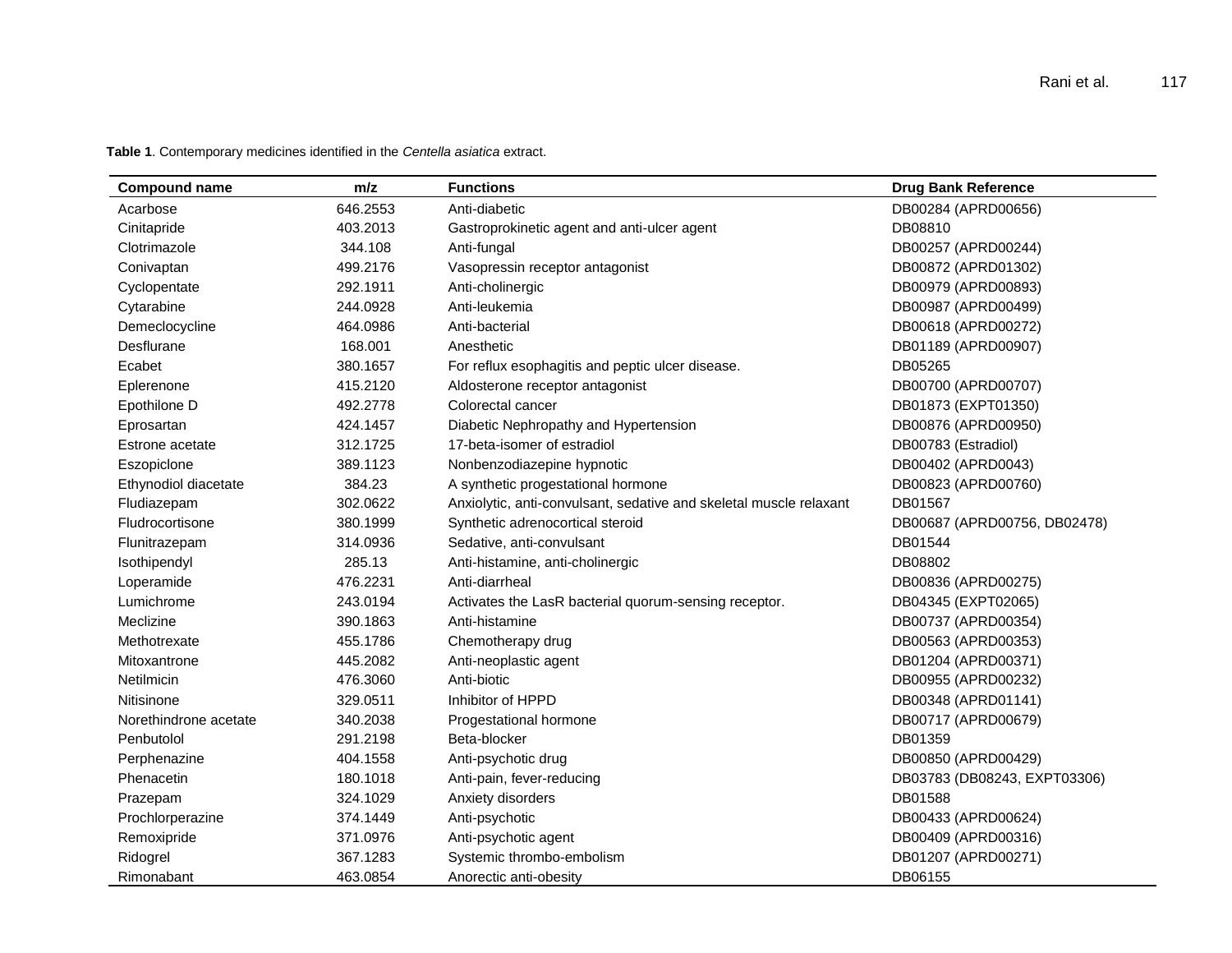**Table 1**. Contemporary medicines identified in the *Centella asiatica* extract.

| Compound name | m/z | Functions | Drug Bank Reference |
|---|---|---|---|
| Acarbose | 646.2553 | Anti-diabetic | DB00284 (APRD00656) |
| Cinitapride | 403.2013 | Gastroprokinetic agent and anti-ulcer agent | DB08810 |
| Clotrimazole | 344.108 | Anti-fungal | DB00257 (APRD00244) |
| Conivaptan | 499.2176 | Vasopressin receptor antagonist | DB00872 (APRD01302) |
| Cyclopentate | 292.1911 | Anti-cholinergic | DB00979 (APRD00893) |
| Cytarabine | 244.0928 | Anti-leukemia | DB00987 (APRD00499) |
| Demeclocycline | 464.0986 | Anti-bacterial | DB00618 (APRD00272) |
| Desflurane | 168.001 | Anesthetic | DB01189 (APRD00907) |
| Ecabet | 380.1657 | For reflux esophagitis and peptic ulcer disease. | DB05265 |
| Eplerenone | 415.2120 | Aldosterone receptor antagonist | DB00700 (APRD00707) |
| Epothilone D | 492.2778 | Colorectal cancer | DB01873 (EXPT01350) |
| Eprosartan | 424.1457 | Diabetic Nephropathy and Hypertension | DB00876 (APRD00950) |
| Estrone acetate | 312.1725 | 17-beta-isomer of estradiol | DB00783 (Estradiol) |
| Eszopiclone | 389.1123 | Nonbenzodiazepine hypnotic | DB00402 (APRD0043) |
| Ethynodiol diacetate | 384.23 | A synthetic progestational hormone | DB00823 (APRD00760) |
| Fludiazepam | 302.0622 | Anxiolytic, anti-convulsant, sedative and skeletal muscle relaxant | DB01567 |
| Fludrocortisone | 380.1999 | Synthetic adrenocortical steroid | DB00687 (APRD00756, DB02478) |
| Flunitrazepam | 314.0936 | Sedative, anti-convulsant | DB01544 |
| Isothipendyl | 285.13 | Anti-histamine, anti-cholinergic | DB08802 |
| Loperamide | 476.2231 | Anti-diarrheal | DB00836 (APRD00275) |
| Lumichrome | 243.0194 | Activates the LasR bacterial quorum-sensing receptor. | DB04345 (EXPT02065) |
| Meclizine | 390.1863 | Anti-histamine | DB00737 (APRD00354) |
| Methotrexate | 455.1786 | Chemotherapy drug | DB00563 (APRD00353) |
| Mitoxantrone | 445.2082 | Anti-neoplastic agent | DB01204 (APRD00371) |
| Netilmicin | 476.3060 | Anti-biotic | DB00955 (APRD00232) |
| Nitisinone | 329.0511 | Inhibitor of HPPD | DB00348 (APRD01141) |
| Norethindrone acetate | 340.2038 | Progestational hormone | DB00717 (APRD00679) |
| Penbutolol | 291.2198 | Beta-blocker | DB01359 |
| Perphenazine | 404.1558 | Anti-psychotic drug | DB00850 (APRD00429) |
| Phenacetin | 180.1018 | Anti-pain, fever-reducing | DB03783 (DB08243, EXPT03306) |
| Prazepam | 324.1029 | Anxiety disorders | DB01588 |
| Prochlorperazine | 374.1449 | Anti-psychotic | DB00433 (APRD00624) |
| Remoxipride | 371.0976 | Anti-psychotic agent | DB00409 (APRD00316) |
| Ridogrel | 367.1283 | Systemic thrombo-embolism | DB01207 (APRD00271) |
| Rimonabant | 463.0854 | Anorectic anti-obesity | DB06155 |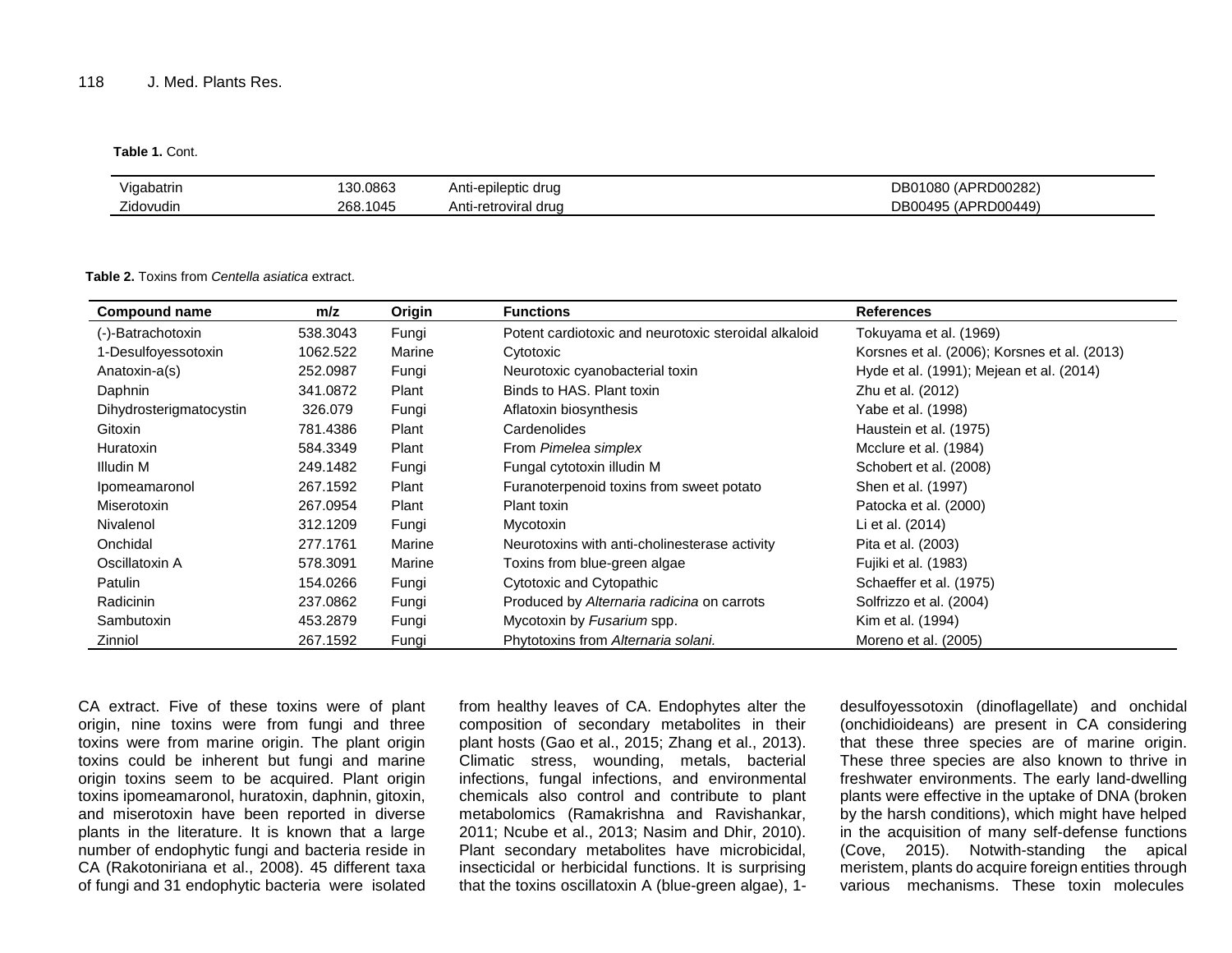**Table 1.** Cont.

| | | | |
|---|---|---|---|
| Vigabatrin | 130.0863 | Anti-epileptic drug | DB01080 (APRD00282) |
| Zidovudin | 268.1045 | Anti-retroviral drug | DB00495 (APRD00449) |

**Table 2.** Toxins from *Centella asiatica* extract.

| Compound name | m/z | Origin | Functions | References |
|---|---|---|---|---|
| (-)-Batrachotoxin | 538.3043 | Fungi | Potent cardiotoxic and neurotoxic steroidal alkaloid | Tokuyama et al. (1969) |
| 1-Desulfoyessotoxin | 1062.522 | Marine | Cytotoxic | Korsnes et al. (2006); Korsnes et al. (2013) |
| Anatoxin-a(s) | 252.0987 | Fungi | Neurotoxic cyanobacterial toxin | Hyde et al. (1991); Mejean et al. (2014) |
| Daphnin | 341.0872 | Plant | Binds to HAS. Plant toxin | Zhu et al. (2012) |
| Dihydrosterigmatocystin | 326.079 | Fungi | Aflatoxin biosynthesis | Yabe et al. (1998) |
| Gitoxin | 781.4386 | Plant | Cardenolides | Haustein et al. (1975) |
| Huratoxin | 584.3349 | Plant | From *Pimelea simplex* | Mcclure et al. (1984) |
| Illudin M | 249.1482 | Fungi | Fungal cytotoxin illudin M | Schobert et al. (2008) |
| Ipomeamaronol | 267.1592 | Plant | Furanoterpenoid toxins from sweet potato | Shen et al. (1997) |
| Miserotoxin | 267.0954 | Plant | Plant toxin | Patocka et al. (2000) |
| Nivalenol | 312.1209 | Fungi | Mycotoxin | Li et al. (2014) |
| Onchidal | 277.1761 | Marine | Neurotoxins with anti-cholinesterase activity | Pita et al. (2003) |
| Oscillatoxin A | 578.3091 | Marine | Toxins from blue-green algae | Fujiki et al. (1983) |
| Patulin | 154.0266 | Fungi | Cytotoxic and Cytopathic | Schaeffer et al. (1975) |
| Radicinin | 237.0862 | Fungi | Produced by *Alternaria radicina* on carrots | Solfrizzo et al. (2004) |
| Sambutoxin | 453.2879 | Fungi | Mycotoxin by *Fusarium* spp. | Kim et al. (1994) |
| Zinniol | 267.1592 | Fungi | Phytotoxins from *Alternaria solani.* | Moreno et al. (2005) |

CA extract. Five of these toxins were of plant origin, nine toxins were from fungi and three toxins were from marine origin. The plant origin toxins could be inherent but fungi and marine origin toxins seem to be acquired. Plant origin toxins ipomeamaronol, huratoxin, daphnin, gitoxin, and miserotoxin have been reported in diverse plants in the literature. It is known that a large number of endophytic fungi and bacteria reside in CA (Rakotoniriana et al., 2008). 45 different taxa of fungi and 31 endophytic bacteria were isolated from healthy leaves of CA. Endophytes alter the composition of secondary metabolites in their plant hosts (Gao et al., 2015; Zhang et al., 2013). Climatic stress, wounding, metals, bacterial infections, fungal infections, and environmental chemicals also control and contribute to plant metabolomics (Ramakrishna and Ravishankar, 2011; Ncube et al., 2013; Nasim and Dhir, 2010). Plant secondary metabolites have microbicidal, insecticidal or herbicidal functions. It is surprising that the toxins oscillatoxin A (blue-green algae), 1-desulfoyessotoxin (dinoflagellate) and onchidal (onchidioideans) are present in CA considering that these three species are of marine origin. These three species are also known to thrive in freshwater environments. The early land-dwelling plants were effective in the uptake of DNA (broken by the harsh conditions), which might have helped in the acquisition of many self-defense functions (Cove, 2015). Notwith-standing the apical meristem, plants do acquire foreign entities through various mechanisms. These toxin molecules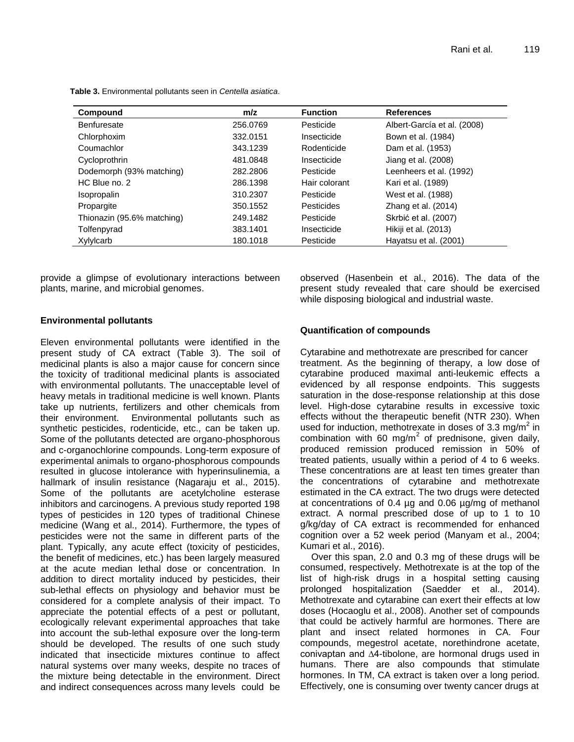**Table 3.** Environmental pollutants seen in *Centella asiatica*.

| Compound | m/z | Function | References |
|---|---|---|---|
| Benfuresate | 256.0769 | Pesticide | Albert-García et al. (2008) |
| Chlorphoxim | 332.0151 | Insecticide | Bown et al. (1984) |
| Coumachlor | 343.1239 | Rodenticide | Dam et al. (1953) |
| Cycloprothrin | 481.0848 | Insecticide | Jiang et al. (2008) |
| Dodemorph (93% matching) | 282.2806 | Pesticide | Leenheers et al. (1992) |
| HC Blue no. 2 | 286.1398 | Hair colorant | Kari et al. (1989) |
| Isopropalin | 310.2307 | Pesticide | West et al. (1988) |
| Propargite | 350.1552 | Pesticides | Zhang et al. (2014) |
| Thionazin (95.6% matching) | 249.1482 | Pesticide | Skrbić et al. (2007) |
| Tolfenpyrad | 383.1401 | Insecticide | Hikiji et al. (2013) |
| Xylylcarb | 180.1018 | Pesticide | Hayatsu et al. (2001) |

provide a glimpse of evolutionary interactions between plants, marine, and microbial genomes.

### Environmental pollutants

Eleven environmental pollutants were identified in the present study of CA extract (Table 3). The soil of medicinal plants is also a major cause for concern since the toxicity of traditional medicinal plants is associated with environmental pollutants. The unacceptable level of heavy metals in traditional medicine is well known. Plants take up nutrients, fertilizers and other chemicals from their environment. Environmental pollutants such as synthetic pesticides, rodenticide, etc., can be taken up. Some of the pollutants detected are organo-phosphorous and c-organochlorine compounds. Long-term exposure of experimental animals to organo-phosphorous compounds resulted in glucose intolerance with hyperinsulinemia, a hallmark of insulin resistance (Nagaraju et al., 2015). Some of the pollutants are acetylcholine esterase inhibitors and carcinogens. A previous study reported 198 types of pesticides in 120 types of traditional Chinese medicine (Wang et al., 2014). Furthermore, the types of pesticides were not the same in different parts of the plant. Typically, any acute effect (toxicity of pesticides, the benefit of medicines, etc.) has been largely measured at the acute median lethal dose or concentration. In addition to direct mortality induced by pesticides, their sub-lethal effects on physiology and behavior must be considered for a complete analysis of their impact. To appreciate the potential effects of a pest or pollutant, ecologically relevant experimental approaches that take into account the sub-lethal exposure over the long-term should be developed. The results of one such study indicated that insecticide mixtures continue to affect natural systems over many weeks, despite no traces of the mixture being detectable in the environment. Direct and indirect consequences across many levels could be observed (Hasenbein et al., 2016). The data of the present study revealed that care should be exercised while disposing biological and industrial waste.

### Quantification of compounds

Cytarabine and methotrexate are prescribed for cancer treatment. As the beginning of therapy, a low dose of cytarabine produced maximal anti-leukemic effects a evidenced by all response endpoints. This suggests saturation in the dose-response relationship at this dose level. High-dose cytarabine results in excessive toxic effects without the therapeutic benefit (NTR 230). When used for induction, methotrexate in doses of 3.3 mg/m$^2$ in combination with 60 mg/m$^2$ of prednisone, given daily, produced remission produced remission in 50% of treated patients, usually within a period of 4 to 6 weeks. These concentrations are at least ten times greater than the concentrations of cytarabine and methotrexate estimated in the CA extract. The two drugs were detected at concentrations of 0.4 µg and 0.06 µg/mg of methanol extract. A normal prescribed dose of up to 1 to 10 g/kg/day of CA extract is recommended for enhanced cognition over a 52 week period (Manyam et al., 2004; Kumari et al., 2016).

Over this span, 2.0 and 0.3 mg of these drugs will be consumed, respectively. Methotrexate is at the top of the list of high-risk drugs in a hospital setting causing prolonged hospitalization (Saedder et al., 2014). Methotrexate and cytarabine can exert their effects at low doses (Hocaoglu et al., 2008). Another set of compounds that could be actively harmful are hormones. There are plant and insect related hormones in CA. Four compounds, megestrol acetate, norethindrone acetate, conivaptan and ∆4-tibolone, are hormonal drugs used in humans. There are also compounds that stimulate hormones. In TM, CA extract is taken over a long period. Effectively, one is consuming over twenty cancer drugs at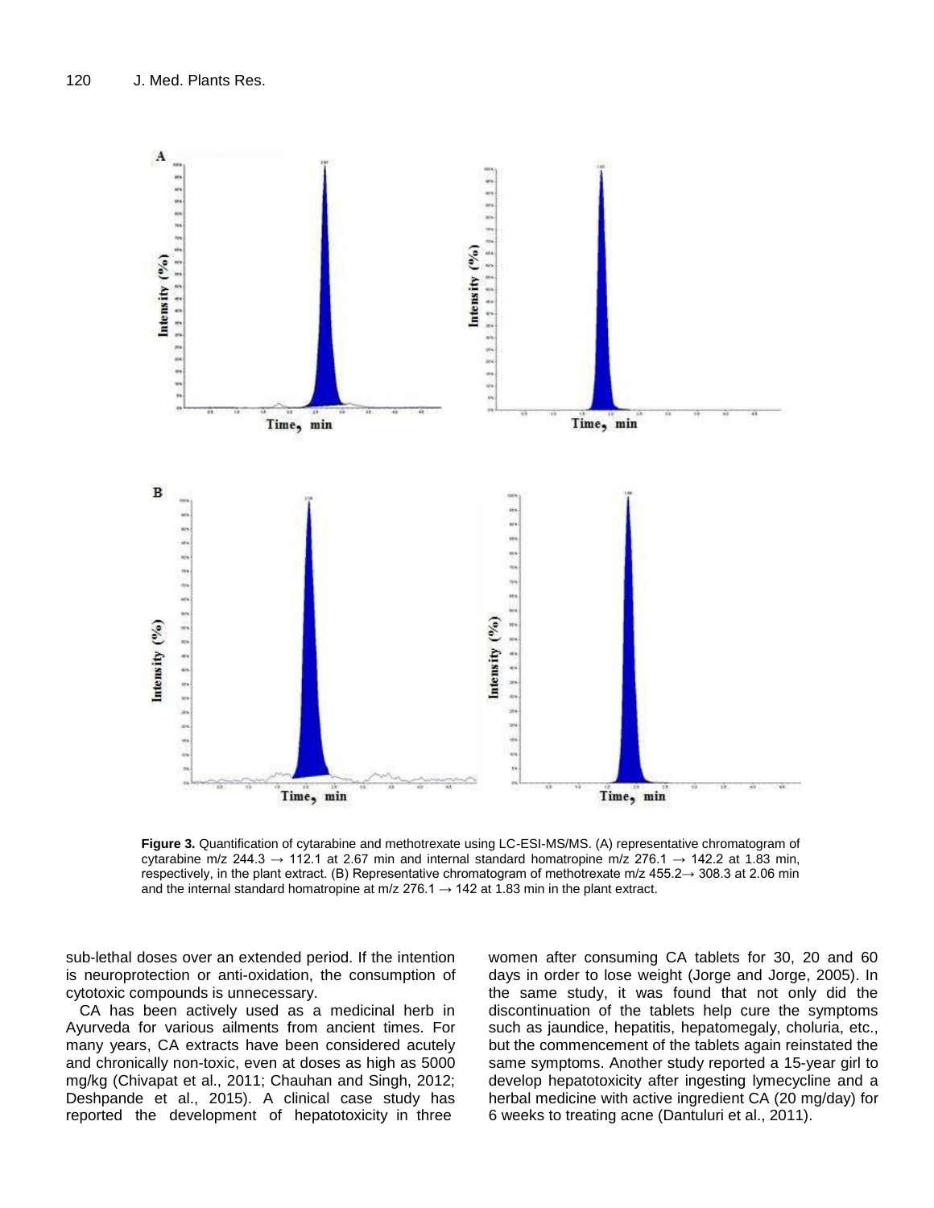**Figure 3.** Quantification of cytarabine and methotrexate using LC-ESI-MS/MS. (A) representative chromatogram of cytarabine m/z 244.3 → 112.1 at 2.67 min and internal standard homatropine m/z 276.1 → 142.2 at 1.83 min, respectively, in the plant extract. (B) Representative chromatogram of methotrexate m/z 455.2→ 308.3 at 2.06 min and the internal standard homatropine at m/z 276.1 → 142 at 1.83 min in the plant extract.

sub-lethal doses over an extended period. If the intention is neuroprotection or anti-oxidation, the consumption of cytotoxic compounds is unnecessary.

CA has been actively used as a medicinal herb in Ayurveda for various ailments from ancient times. For many years, CA extracts have been considered acutely and chronically non-toxic, even at doses as high as 5000 mg/kg (Chivapat et al., 2011; Chauhan and Singh, 2012; Deshpande et al., 2015). A clinical case study has reported the development of hepatotoxicity in three women after consuming CA tablets for 30, 20 and 60 days in order to lose weight (Jorge and Jorge, 2005). In the same study, it was found that not only did the discontinuation of the tablets help cure the symptoms such as jaundice, hepatitis, hepatomegaly, choluria, etc., but the commencement of the tablets again reinstated the same symptoms. Another study reported a 15-year girl to develop hepatotoxicity after ingesting lymecycline and a herbal medicine with active ingredient CA (20 mg/day) for 6 weeks to treating acne (Dantuluri et al., 2011).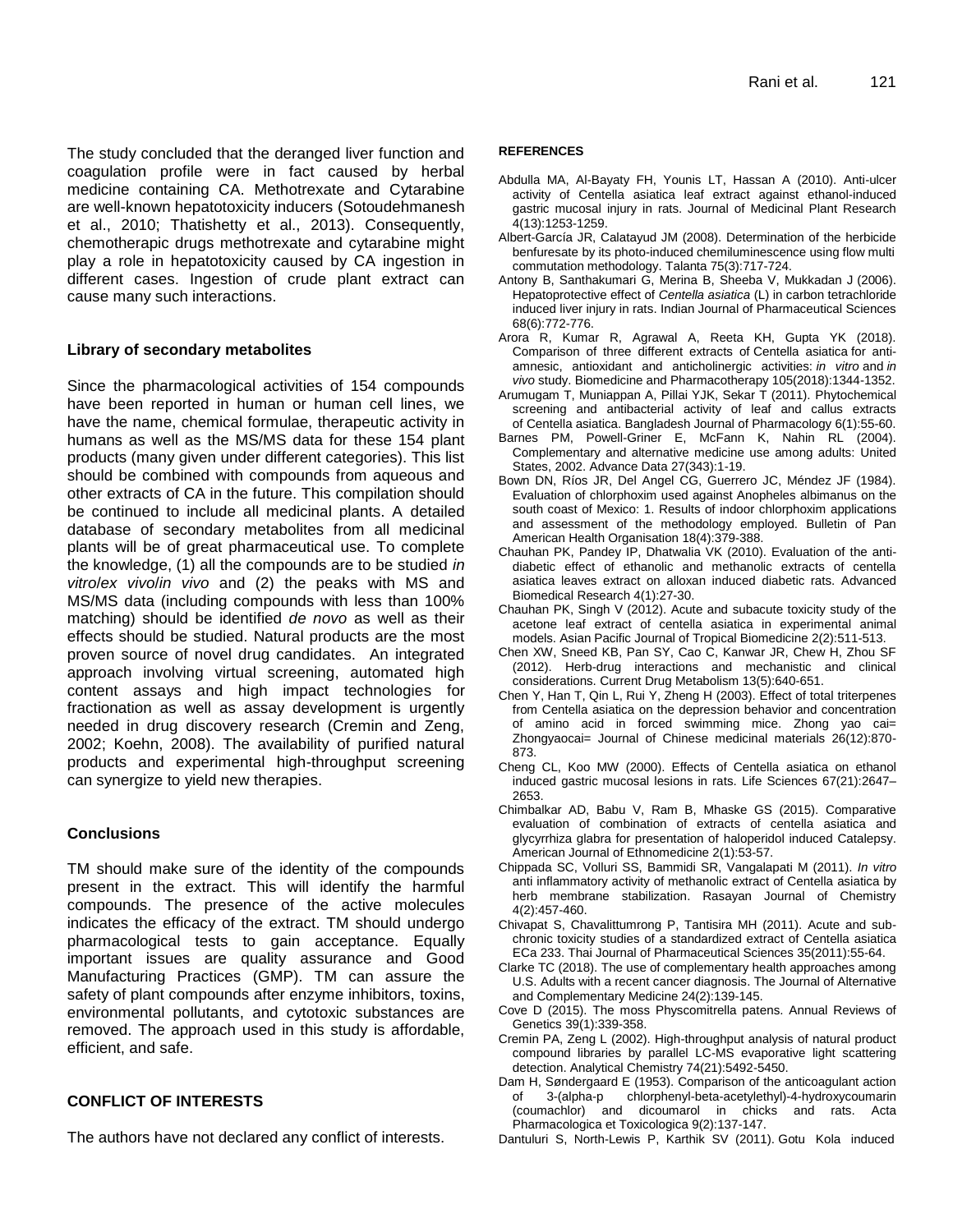The study concluded that the deranged liver function and coagulation profile were in fact caused by herbal medicine containing CA. Methotrexate and Cytarabine are well-known hepatotoxicity inducers (Sotoudehmanesh et al., 2010; Thatishetty et al., 2013). Consequently, chemotherapic drugs methotrexate and cytarabine might play a role in hepatotoxicity caused by CA ingestion in different cases. Ingestion of crude plant extract can cause many such interactions.

### Library of secondary metabolites

Since the pharmacological activities of 154 compounds have been reported in human or human cell lines, we have the name, chemical formulae, therapeutic activity in humans as well as the MS/MS data for these 154 plant products (many given under different categories). This list should be combined with compounds from aqueous and other extracts of CA in the future. This compilation should be continued to include all medicinal plants. A detailed database of secondary metabolites from all medicinal plants will be of great pharmaceutical use. To complete the knowledge, (1) all the compounds are to be studied *in vitro*/*ex vivo*/*in vivo* and (2) the peaks with MS and MS/MS data (including compounds with less than 100% matching) should be identified *de novo* as well as their effects should be studied. Natural products are the most proven source of novel drug candidates. An integrated approach involving virtual screening, automated high content assays and high impact technologies for fractionation as well as assay development is urgently needed in drug discovery research (Cremin and Zeng, 2002; Koehn, 2008). The availability of purified natural products and experimental high-throughput screening can synergize to yield new therapies.

## Conclusions

TM should make sure of the identity of the compounds present in the extract. This will identify the harmful compounds. The presence of the active molecules indicates the efficacy of the extract. TM should undergo pharmacological tests to gain acceptance. Equally important issues are quality assurance and Good Manufacturing Practices (GMP). TM can assure the safety of plant compounds after enzyme inhibitors, toxins, environmental pollutants, and cytotoxic substances are removed. The approach used in this study is affordable, efficient, and safe.

## CONFLICT OF INTERESTS

The authors have not declared any conflict of interests.

## REFERENCES

Abdulla MA, Al-Bayaty FH, Younis LT, Hassan A (2010). Anti-ulcer activity of Centella asiatica leaf extract against ethanol-induced gastric mucosal injury in rats. Journal of Medicinal Plant Research 4(13):1253-1259.

Albert-García JR, Calatayud JM (2008). Determination of the herbicide benfuresate by its photo-induced chemiluminescence using flow multi commutation methodology. Talanta 75(3):717-724.

Antony B, Santhakumari G, Merina B, Sheeba V, Mukkadan J (2006). Hepatoprotective effect of *Centella asiatica* (L) in carbon tetrachloride induced liver injury in rats. Indian Journal of Pharmaceutical Sciences 68(6):772-776.

Arora R, Kumar R, Agrawal A, Reeta KH, Gupta YK (2018). Comparison of three different extracts of Centella asiatica for anti-amnesic, antioxidant and anticholinergic activities: *in vitro* and *in vivo* study. Biomedicine and Pharmacotherapy 105(2018):1344-1352.

Arumugam T, Muniappan A, Pillai YJK, Sekar T (2011). Phytochemical screening and antibacterial activity of leaf and callus extracts of Centella asiatica. Bangladesh Journal of Pharmacology 6(1):55-60.

Barnes PM, Powell-Griner E, McFann K, Nahin RL (2004). Complementary and alternative medicine use among adults: United States, 2002. Advance Data 27(343):1-19.

Bown DN, Ríos JR, Del Angel CG, Guerrero JC, Méndez JF (1984). Evaluation of chlorphoxim used against Anopheles albimanus on the south coast of Mexico: 1. Results of indoor chlorphoxim applications and assessment of the methodology employed. Bulletin of Pan American Health Organisation 18(4):379-388.

Chauhan PK, Pandey IP, Dhatwalia VK (2010). Evaluation of the anti-diabetic effect of ethanolic and methanolic extracts of centella asiatica leaves extract on alloxan induced diabetic rats. Advanced Biomedical Research 4(1):27-30.

Chauhan PK, Singh V (2012). Acute and subacute toxicity study of the acetone leaf extract of centella asiatica in experimental animal models. Asian Pacific Journal of Tropical Biomedicine 2(2):511-513.

Chen XW, Sneed KB, Pan SY, Cao C, Kanwar JR, Chew H, Zhou SF (2012). Herb-drug interactions and mechanistic and clinical considerations. Current Drug Metabolism 13(5):640-651.

Chen Y, Han T, Qin L, Rui Y, Zheng H (2003). Effect of total triterpenes from Centella asiatica on the depression behavior and concentration of amino acid in forced swimming mice. Zhong yao cai= Zhongyaocai= Journal of Chinese medicinal materials 26(12):870-873.

Cheng CL, Koo MW (2000). Effects of Centella asiatica on ethanol induced gastric mucosal lesions in rats. Life Sciences 67(21):2647–2653.

Chimbalkar AD, Babu V, Ram B, Mhaske GS (2015). Comparative evaluation of combination of extracts of centella asiatica and glycyrrhiza glabra for presentation of haloperidol induced Catalepsy. American Journal of Ethnomedicine 2(1):53-57.

Chippada SC, Volluri SS, Bammidi SR, Vangalapati M (2011). *In vitro* anti inflammatory activity of methanolic extract of Centella asiatica by herb membrane stabilization. Rasayan Journal of Chemistry 4(2):457-460.

Chivapat S, Chavalittumrong P, Tantisira MH (2011). Acute and sub-chronic toxicity studies of a standardized extract of Centella asiatica ECa 233. Thai Journal of Pharmaceutical Sciences 35(2011):55-64.

Clarke TC (2018). The use of complementary health approaches among U.S. Adults with a recent cancer diagnosis. The Journal of Alternative and Complementary Medicine 24(2):139-145.

Cove D (2015). The moss Physcomitrella patens. Annual Reviews of Genetics 39(1):339-358.

Cremin PA, Zeng L (2002). High-throughput analysis of natural product compound libraries by parallel LC-MS evaporative light scattering detection. Analytical Chemistry 74(21):5492-5450.

Dam H, Søndergaard E (1953). Comparison of the anticoagulant action of 3-(alpha-p chlorphenyl-beta-acetylethyl)-4-hydroxycoumarin (coumachlor) and dicoumarol in chicks and rats. Acta Pharmacologica et Toxicologica 9(2):137-147.

Dantuluri S, North-Lewis P, Karthik SV (2011). Gotu Kola induced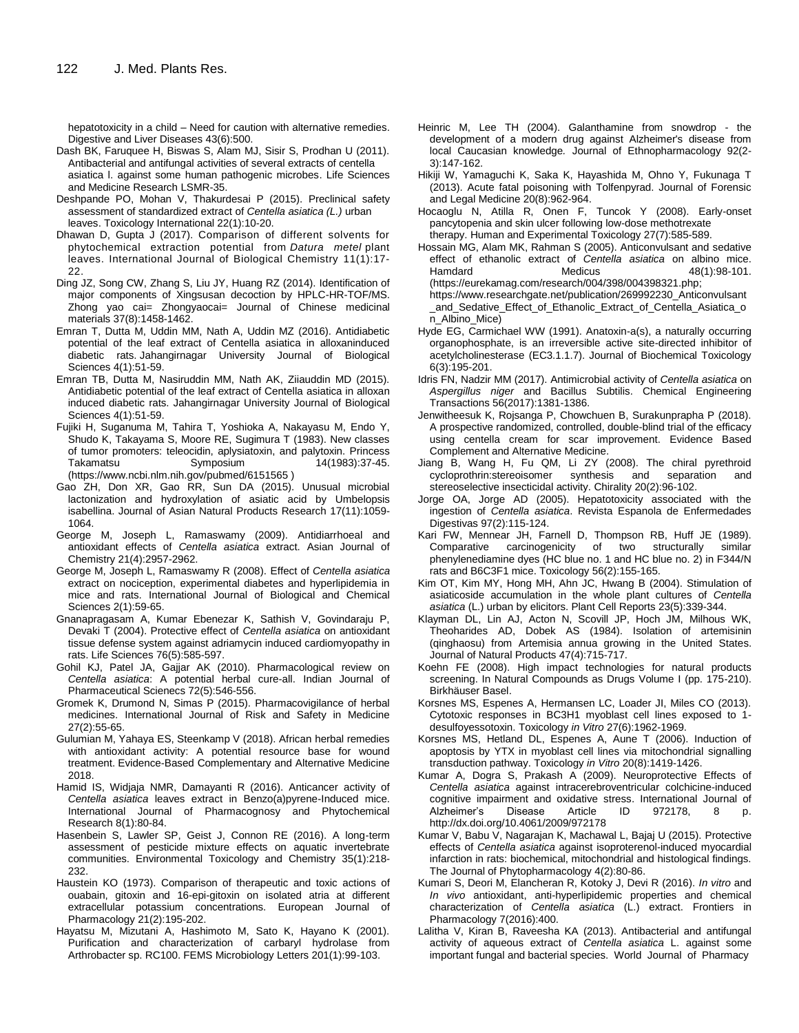hepatotoxicity in a child – Need for caution with alternative remedies. Digestive and Liver Diseases 43(6):500.

Dash BK, Faruquee H, Biswas S, Alam MJ, Sisir S, Prodhan U (2011). Antibacterial and antifungal activities of several extracts of centella asiatica l. against some human pathogenic microbes. Life Sciences and Medicine Research LSMR-35.

Deshpande PO, Mohan V, Thakurdesai P (2015). Preclinical safety assessment of standardized extract of *Centella asiatica (L.)* urban leaves. Toxicology International 22(1):10-20.

Dhawan D, Gupta J (2017). Comparison of different solvents for phytochemical extraction potential from *Datura metel* plant leaves. International Journal of Biological Chemistry 11(1):17-22.

Ding JZ, Song CW, Zhang S, Liu JY, Huang RZ (2014). Identification of major components of Xingsusan decoction by HPLC-HR-TOF/MS. Zhong yao cai= Zhongyaocai= Journal of Chinese medicinal materials 37(8):1458-1462.

Emran T, Dutta M, Uddin MM, Nath A, Uddin MZ (2016). Antidiabetic potential of the leaf extract of Centella asiatica in alloxaninduced diabetic rats. Jahangirnagar University Journal of Biological Sciences 4(1):51-59.

Emran TB, Dutta M, Nasiruddin MM, Nath AK, Ziiauddin MD (2015). Antidiabetic potential of the leaf extract of Centella asiatica in alloxan induced diabetic rats. Jahangirnagar University Journal of Biological Sciences 4(1):51-59.

Fujiki H, Suganuma M, Tahira T, Yoshioka A, Nakayasu M, Endo Y, Shudo K, Takayama S, Moore RE, Sugimura T (1983). New classes of tumor promoters: teleocidin, aplysiatoxin, and palytoxin. Princess Takamatsu Symposium 14(1983):37-45. (https://www.ncbi.nlm.nih.gov/pubmed/6151565 )

Gao ZH, Don XR, Gao RR, Sun DA (2015). Unusual microbial lactonization and hydroxylation of asiatic acid by Umbelopsis isabellina. Journal of Asian Natural Products Research 17(11):1059-1064.

George M, Joseph L, Ramaswamy (2009). Antidiarrhoeal and antioxidant effects of *Centella asiatica* extract. Asian Journal of Chemistry 21(4):2957-2962.

George M, Joseph L, Ramaswamy R (2008). Effect of *Centella asiatica* extract on nociception, experimental diabetes and hyperlipidemia in mice and rats. International Journal of Biological and Chemical Sciences 2(1):59-65.

Gnanapragasam A, Kumar Ebenezar K, Sathish V, Govindaraju P, Devaki T (2004). Protective effect of *Centella asiatica* on antioxidant tissue defense system against adriamycin induced cardiomyopathy in rats. Life Sciences 76(5):585-597.

Gohil KJ, Patel JA, Gajjar AK (2010). Pharmacological review on *Centella asiatica*: A potential herbal cure-all. Indian Journal of Pharmaceutical Scienecs 72(5):546-556.

Gromek K, Drumond N, Simas P (2015). Pharmacovigilance of herbal medicines. International Journal of Risk and Safety in Medicine 27(2):55-65.

Gulumian M, Yahaya ES, Steenkamp V (2018). African herbal remedies with antioxidant activity: A potential resource base for wound treatment. Evidence-Based Complementary and Alternative Medicine 2018.

Hamid IS, Widjaja NMR, Damayanti R (2016). Anticancer activity of *Centella asiatica* leaves extract in Benzo(a)pyrene-Induced mice. International Journal of Pharmacognosy and Phytochemical Research 8(1):80-84.

Hasenbein S, Lawler SP, Geist J, Connon RE (2016). A long-term assessment of pesticide mixture effects on aquatic invertebrate communities. Environmental Toxicology and Chemistry 35(1):218-232.

Haustein KO (1973). Comparison of therapeutic and toxic actions of ouabain, gitoxin and 16-epi-gitoxin on isolated atria at different extracellular potassium concentrations. European Journal of Pharmacology 21(2):195-202.

Hayatsu M, Mizutani A, Hashimoto M, Sato K, Hayano K (2001). Purification and characterization of carbaryl hydrolase from Arthrobacter sp. RC100. FEMS Microbiology Letters 201(1):99-103.

Heinric M, Lee TH (2004). Galanthamine from snowdrop - the development of a modern drug against Alzheimer's disease from local Caucasian knowledge. Journal of Ethnopharmacology 92(2-3):147-162.

Hikiji W, Yamaguchi K, Saka K, Hayashida M, Ohno Y, Fukunaga T (2013). Acute fatal poisoning with Tolfenpyrad. Journal of Forensic and Legal Medicine 20(8):962-964.

Hocaoglu N, Atilla R, Onen F, Tuncok Y (2008). Early-onset pancytopenia and skin ulcer following low-dose methotrexate therapy. Human and Experimental Toxicology 27(7):585-589.

Hossain MG, Alam MK, Rahman S (2005). Anticonvulsant and sedative effect of ethanolic extract of *Centella asiatica* on albino mice. Hamdard Medicus 48(1):98-101. (https://eurekamag.com/research/004/398/004398321.php; https://www.researchgate.net/publication/269992230_Anticonvulsant_and_Sedative_Effect_of_Ethanolic_Extract_of_Centella_Asiatica_on_Albino_Mice)

Hyde EG, Carmichael WW (1991). Anatoxin-a(s), a naturally occurring organophosphate, is an irreversible active site-directed inhibitor of acetylcholinesterase (EC3.1.1.7). Journal of Biochemical Toxicology 6(3):195-201.

Idris FN, Nadzir MM (2017). Antimicrobial activity of *Centella asiatica* on *Aspergillus niger* and Bacillus Subtilis. Chemical Engineering Transactions 56(2017):1381-1386.

Jenwitheesuk K, Rojsanga P, Chowchuen B, Surakunprapha P (2018). A prospective randomized, controlled, double-blind trial of the efficacy using centella cream for scar improvement. Evidence Based Complement and Alternative Medicine.

Jiang B, Wang H, Fu QM, Li ZY (2008). The chiral pyrethroid cycloprothrin:stereoisomer synthesis and separation and stereoselective insecticidal activity. Chirality 20(2):96-102.

Jorge OA, Jorge AD (2005). Hepatotoxicity associated with the ingestion of *Centella asiatica*. Revista Espanola de Enfermedades Digestivas 97(2):115-124.

Kari FW, Mennear JH, Farnell D, Thompson RB, Huff JE (1989). Comparative carcinogenicity of two structurally similar phenylenediamine dyes (HC blue no. 1 and HC blue no. 2) in F344/N rats and B6C3F1 mice. Toxicology 56(2):155-165.

Kim OT, Kim MY, Hong MH, Ahn JC, Hwang B (2004). Stimulation of asiaticoside accumulation in the whole plant cultures of *Centella asiatica* (L.) urban by elicitors. Plant Cell Reports 23(5):339-344.

Klayman DL, Lin AJ, Acton N, Scovill JP, Hoch JM, Milhous WK, Theoharides AD, Dobek AS (1984). Isolation of artemisinin (qinghaosu) from Artemisia annua growing in the United States. Journal of Natural Products 47(4):715-717.

Koehn FE (2008). High impact technologies for natural products screening. In Natural Compounds as Drugs Volume I (pp. 175-210). Birkhäuser Basel.

Korsnes MS, Espenes A, Hermansen LC, Loader JI, Miles CO (2013). Cytotoxic responses in BC3H1 myoblast cell lines exposed to 1-desulfoyessotoxin. Toxicology *in Vitro* 27(6):1962-1969.

Korsnes MS, Hetland DL, Espenes A, Aune T (2006). Induction of apoptosis by YTX in myoblast cell lines via mitochondrial signalling transduction pathway. Toxicology *in Vitro* 20(8):1419-1426.

Kumar A, Dogra S, Prakash A (2009). Neuroprotective Effects of *Centella asiatica* against intracerebroventricular colchicine-induced cognitive impairment and oxidative stress. International Journal of Alzheimer's Disease Article ID 972178, 8 p. http://dx.doi.org/10.4061/2009/972178

Kumar V, Babu V, Nagarajan K, Machawal L, Bajaj U (2015). Protective effects of *Centella asiatica* against isoproterenol-induced myocardial infarction in rats: biochemical, mitochondrial and histological findings. The Journal of Phytopharmacology 4(2):80-86.

Kumari S, Deori M, Elancheran R, Kotoky J, Devi R (2016). *In vitro* and *In vivo* antioxidant, anti-hyperlipidemic properties and chemical characterization of *Centella asiatica* (L.) extract. Frontiers in Pharmacology 7(2016):400.

Lalitha V, Kiran B, Raveesha KA (2013). Antibacterial and antifungal activity of aqueous extract of *Centella asiatica* L. against some important fungal and bacterial species. World Journal of Pharmacy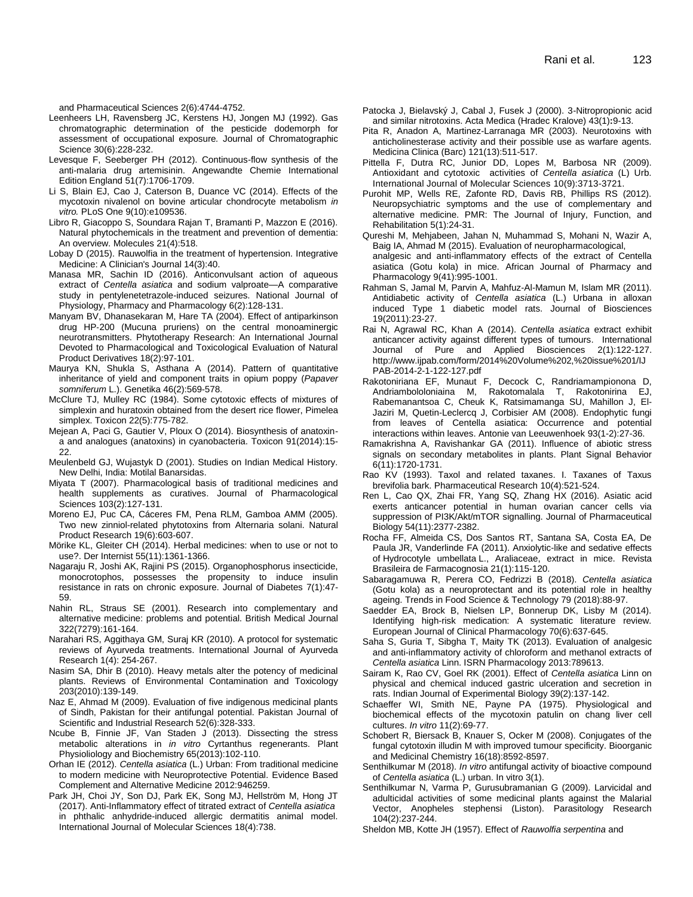and Pharmaceutical Sciences 2(6):4744-4752.

Leenheers LH, Ravensberg JC, Kerstens HJ, Jongen MJ (1992). Gas chromatographic determination of the pesticide dodemorph for assessment of occupational exposure. Journal of Chromatographic Science 30(6):228-232.

Levesque F, Seeberger PH (2012). Continuous-flow synthesis of the anti-malaria drug artemisinin. Angewandte Chemie International Edition England 51(7):1706-1709.

Li S, Blain EJ, Cao J, Caterson B, Duance VC (2014). Effects of the mycotoxin nivalenol on bovine articular chondrocyte metabolism *in vitro.* PLoS One 9(10):e109536.

Libro R, Giacoppo S, Soundara Rajan T, Bramanti P, Mazzon E (2016). Natural phytochemicals in the treatment and prevention of dementia: An overview. Molecules 21(4):518.

Lobay D (2015). Rauwolfia in the treatment of hypertension. Integrative Medicine: A Clinician's Journal 14(3):40.

Manasa MR, Sachin ID (2016). Anticonvulsant action of aqueous extract of *Centella asiatica* and sodium valproate—A comparative study in pentylenetetrazole-induced seizures. National Journal of Physiology, Pharmacy and Pharmacology 6(2):128-131.

Manyam BV, Dhanasekaran M, Hare TA (2004). Effect of antiparkinson drug HP-200 (Mucuna pruriens) on the central monoaminergic neurotransmitters. Phytotherapy Research: An International Journal Devoted to Pharmacological and Toxicological Evaluation of Natural Product Derivatives 18(2):97-101.

Maurya KN, Shukla S, Asthana A (2014). Pattern of quantitative inheritance of yield and component traits in opium poppy (*Papaver somniferum* L.). Genetika 46(2):569-578.

McClure TJ, Mulley RC (1984). Some cytotoxic effects of mixtures of simplexin and huratoxin obtained from the desert rice flower, Pimelea simplex. Toxicon 22(5):775-782.

Mejean A, Paci G, Gautier V, Ploux O (2014). Biosynthesis of anatoxin-a and analogues (anatoxins) in cyanobacteria. Toxicon 91(2014):15-22.

Meulenbeld GJ, Wujastyk D (2001). Studies on Indian Medical History. New Delhi, India: Motilal Banarsidas.

Miyata T (2007). Pharmacological basis of traditional medicines and health supplements as curatives. Journal of Pharmacological Sciences 103(2):127-131.

Moreno EJ, Puc CA, Cáceres FM, Pena RLM, Gamboa AMM (2005). Two new zinniol-related phytotoxins from Alternaria solani. Natural Product Research 19(6):603-607.

Mörike KL, Gleiter CH (2014). Herbal medicines: when to use or not to use?. Der Internist 55(11):1361-1366.

Nagaraju R, Joshi AK, Rajini PS (2015). Organophosphorus insecticide, monocrotophos, possesses the propensity to induce insulin resistance in rats on chronic exposure. Journal of Diabetes 7(1):47-59.

Nahin RL, Straus SE (2001). Research into complementary and alternative medicine: problems and potential. British Medical Journal 322(7279):161-164.

Narahari RS, Aggithaya GM, Suraj KR (2010). A protocol for systematic reviews of Ayurveda treatments. International Journal of Ayurveda Research 1(4): 254-267.

Nasim SA, Dhir B (2010). Heavy metals alter the potency of medicinal plants. Reviews of Environmental Contamination and Toxicology 203(2010):139-149.

Naz E, Ahmad M (2009). Evaluation of five indigenous medicinal plants of Sindh, Pakistan for their antifungal potential. Pakistan Journal of Scientific and Industrial Research 52(6):328-333.

Ncube B, Finnie JF, Van Staden J (2013). Dissecting the stress metabolic alterations in *in vitro* Cyrtanthus regenerants. Plant Physioliology and Biochemistry 65(2013):102-110.

Orhan IE (2012). *Centella asiatica* (L.) Urban: From traditional medicine to modern medicine with Neuroprotective Potential. Evidence Based Complement and Alternative Medicine 2012:946259.

Park JH, Choi JY, Son DJ, Park EK, Song MJ, Hellström M, Hong JT (2017). Anti-Inflammatory effect of titrated extract of *Centella asiatica* in phthalic anhydride-induced allergic dermatitis animal model. International Journal of Molecular Sciences 18(4):738.

Patocka J, Bielavský J, Cabal J, Fusek J (2000). 3-Nitropropionic acid and similar nitrotoxins. Acta Medica (Hradec Kralove) 43(1):9-13.

Pita R, Anadon A, Martinez-Larranaga MR (2003). Neurotoxins with anticholinesterase activity and their possible use as warfare agents. Medicina Clinica (Barc) 121(13):511-517.

Pittella F, Dutra RC, Junior DD, Lopes M, Barbosa NR (2009). Antioxidant and cytotoxic activities of *Centella asiatica* (L) Urb. International Journal of Molecular Sciences 10(9):3713-3721.

Purohit MP, Wells RE, Zafonte RD, Davis RB, Phillips RS (2012). Neuropsychiatric symptoms and the use of complementary and alternative medicine. PMR: The Journal of Injury, Function, and Rehabilitation 5(1):24-31.

Qureshi M, Mehjabeen, Jahan N, Muhammad S, Mohani N, Wazir A, Baig IA, Ahmad M (2015). Evaluation of neuropharmacological, analgesic and anti-inflammatory effects of the extract of Centella asiatica (Gotu kola) in mice. African Journal of Pharmacy and Pharmacology 9(41):995-1001.

Rahman S, Jamal M, Parvin A, Mahfuz-Al-Mamun M, Islam MR (2011). Antidiabetic activity of *Centella asiatica* (L.) Urbana in alloxan induced Type 1 diabetic model rats. Journal of Biosciences 19(2011):23-27.

Rai N, Agrawal RC, Khan A (2014). *Centella asiatica* extract exhibit anticancer activity against different types of tumours. International Journal of Pure and Applied Biosciences 2(1):122-127. http://www.ijpab.com/form/2014%20Volume%202,%20issue%201/IJPAB-2014-2-1-122-127.pdf

Rakotoniriana EF, Munaut F, Decock C, Randriamampionona D, Andriambololoniaina M, Rakotomalala T, Rakotonirina EJ, Rabemanantsoa C, Cheuk K, Ratsimamanga SU, Mahillon J, El-Jaziri M, Quetin-Leclercq J, Corbisier AM (2008). Endophytic fungi from leaves of Centella asiatica: Occurrence and potential interactions within leaves. Antonie van Leeuwenhoek 93(1-2):27-36.

Ramakrishna A, Ravishankar GA (2011). Influence of abiotic stress signals on secondary metabolites in plants. Plant Signal Behavior 6(11):1720-1731.

Rao KV (1993). Taxol and related taxanes. I. Taxanes of Taxus brevifolia bark. Pharmaceutical Research 10(4):521-524.

Ren L, Cao QX, Zhai FR, Yang SQ, Zhang HX (2016). Asiatic acid exerts anticancer potential in human ovarian cancer cells via suppression of PI3K/Akt/mTOR signalling. Journal of Pharmaceutical Biology 54(11):2377-2382.

Rocha FF, Almeida CS, Dos Santos RT, Santana SA, Costa EA, De Paula JR, Vanderlinde FA (2011). Anxiolytic-like and sedative effects of Hydrocotyle umbellata L., Araliaceae, extract in mice. Revista Brasileira de Farmacognosia 21(1):115-120.

Sabaragamuwa R, Perera CO, Fedrizzi B (2018). *Centella asiatica* (Gotu kola) as a neuroprotectant and its potential role in healthy ageing. Trends in Food Science & Technology 79 (2018):88-97.

Saedder EA, Brock B, Nielsen LP, Bonnerup DK, Lisby M (2014). Identifying high-risk medication: A systematic literature review. European Journal of Clinical Pharmacology 70(6):637-645.

Saha S, Guria T, Sibgha T, Maity TK (2013). Evaluation of analgesic and anti-inflammatory activity of chloroform and methanol extracts of *Centella asiatica* Linn. ISRN Pharmacology 2013:789613.

Sairam K, Rao CV, Goel RK (2001). Effect of *Centella asiatica* Linn on physical and chemical induced gastric ulceration and secretion in rats. Indian Journal of Experimental Biology 39(2):137-142.

Schaeffer WI, Smith NE, Payne PA (1975). Physiological and biochemical effects of the mycotoxin patulin on chang liver cell cultures. *In vitro* 11(2):69-77.

Schobert R, Biersack B, Knauer S, Ocker M (2008). Conjugates of the fungal cytotoxin illudin M with improved tumour specificity. Bioorganic and Medicinal Chemistry 16(18):8592-8597.

Senthilkumar M (2018). *In vitro* antifungal activity of bioactive compound of *Centella asiatica* (L.) urban. In vitro 3(1).

Senthilkumar N, Varma P, Gurusubramanian G (2009). Larvicidal and adulticidal activities of some medicinal plants against the Malarial Vector, Anopheles stephensi (Liston). Parasitology Research 104(2):237-244.

Sheldon MB, Kotte JH (1957). Effect of *Rauwolfia serpentina* and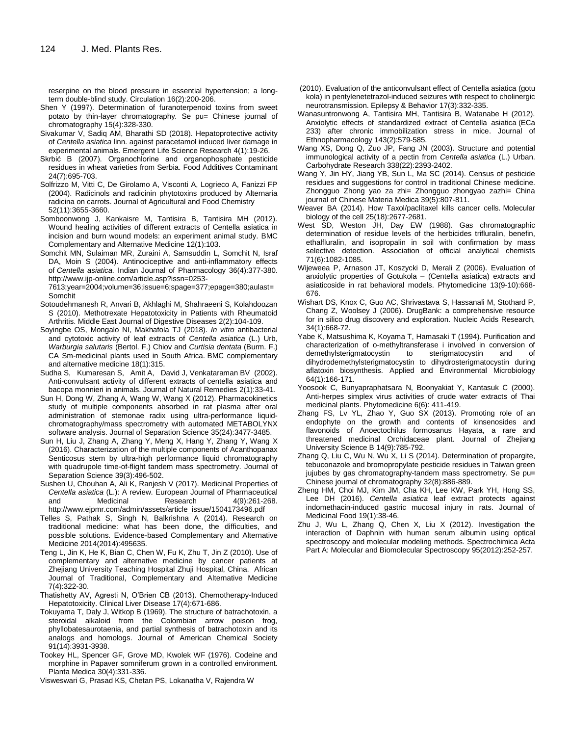reserpine on the blood pressure in essential hypertension; a long-term double-blind study. Circulation 16(2):200-206.

Shen Y (1997). Determination of furanoterpenoid toxins from sweet potato by thin-layer chromatography. Se pu= Chinese journal of chromatography 15(4):328-330.

Sivakumar V, Sadiq AM, Bharathi SD (2018). Hepatoprotective activity of *Centella asiatica* linn. against paracetamol induced liver damage in experimental animals. Emergent Life Science Research 4(1):19-26.

Skrbić B (2007). Organochlorine and organophosphate pesticide residues in wheat varieties from Serbia. Food Additives Contaminant 24(7):695-703.

Solfrizzo M, Vitti C, De Girolamo A, Visconti A, Logrieco A, Fanizzi FP (2004). Radicinols and radicinin phytotoxins produced by Alternaria radicina on carrots. Journal of Agricultural and Food Chemistry 52(11):3655-3660.

Somboonwong J, Kankaisre M, Tantisira B, Tantisira MH (2012). Wound healing activities of different extracts of Centella asiatica in incision and burn wound models: an experiment animal study. BMC Complementary and Alternative Medicine 12(1):103.

Somchit MN, Sulaiman MR, Zuraini A, Samsuddin L, Somchit N, Israf DA, Moin S (2004). Antinociceptive and anti-inflammatory effects of *Centella asiatica.* Indian Journal of Pharmacology 36(4):377-380. http://www.ijp-online.com/article.asp?issn=0253-7613;year=2004;volume=36;issue=6;spage=377;epage=380;aulast=Somchit

Sotoudehmanesh R, Anvari B, Akhlaghi M, Shahraeeni S, Kolahdoozan S (2010). Methotrexate Hepatotoxicity in Patients with Rheumatoid Arthritis. Middle East Journal of Digestive Diseases 2(2):104-109.

Soyingbe OS, Mongalo NI, Makhafola TJ (2018). *In vitro* antibacterial and cytotoxic activity of leaf extracts of *Centella asiatica* (L.) Urb, *Warburgia salutaris* (Bertol. F.) Chiov and *Curtisia dentata* (Burm. F.) CA Sm-medicinal plants used in South Africa. BMC complementary and alternative medicine 18(1):315.

Sudha S, Kumaresan S, Amit A, David J, Venkataraman BV (2002). Anti-convulsant activity of different extracts of centella asiatica and bacopa monnieri in animals. Journal of Natural Remedies 2(1):33-41.

Sun H, Dong W, Zhang A, Wang W, Wang X (2012). Pharmacokinetics study of multiple components absorbed in rat plasma after oral administration of stemonae radix using ultra-performance liquid-chromatography/mass spectrometry with automated METABOLYNX software analysis. Journal of Separation Science 35(24):3477-3485.

Sun H, Liu J, Zhang A, Zhang Y, Meng X, Hang Y, Zhang Y, Wang X (2016). Characterization of the multiple components of Acanthopanax Senticosus stem by ultra-high performance liquid chromatography with quadrupole time-of-flight tandem mass spectrometry. Journal of Separation Science 39(3):496-502.

Sushen U, Chouhan A, Ali K, Ranjesh V (2017). Medicinal Properties of *Centella asiatica* (L.): A review. European Journal of Pharmaceutical and Medicinal Research 4(9):261-268. http://www.ejpmr.com/admin/assets/article_issue/1504173496.pdf

Telles S, Pathak S, Singh N, Balkrishna A (2014). Research on traditional medicine: what has been done, the difficulties, and possible solutions. Evidence-based Complementary and Alternative Medicine 2014(2014):495635.

Teng L, Jin K, He K, Bian C, Chen W, Fu K, Zhu T, Jin Z (2010). Use of complementary and alternative medicine by cancer patients at Zhejiang University Teaching Hospital Zhuji Hospital, China. African Journal of Traditional, Complementary and Alternative Medicine 7(4):322-30.

Thatishetty AV, Agresti N, O'Brien CB (2013). Chemotherapy-Induced Hepatotoxicity. Clinical Liver Disease 17(4):671-686.

Tokuyama T, Daly J, Witkop B (1969). The structure of batrachotoxin, a steroidal alkaloid from the Colombian arrow poison frog, phyllobatesaurotaenia, and partial synthesis of batrachotoxin and its analogs and homologs. Journal of American Chemical Society 91(14):3931-3938.

Tookey HL, Spencer GF, Grove MD, Kwolek WF (1976). Codeine and morphine in Papaver somniferum grown in a controlled environment. Planta Medica 30(4):331-336.

Visweswari G, Prasad KS, Chetan PS, Lokanatha V, Rajendra W (2010). Evaluation of the anticonvulsant effect of Centella asiatica (gotu kola) in pentylenetetrazol-induced seizures with respect to cholinergic neurotransmission. Epilepsy & Behavior 17(3):332-335.

Wanasuntronwong A, Tantisira MH, Tantisira B, Watanabe H (2012). Anxiolytic effects of standardized extract of Centella asiatica (ECa 233) after chronic immobilization stress in mice. Journal of Ethnopharmacology 143(2):579-585.

Wang XS, Dong Q, Zuo JP, Fang JN (2003). Structure and potential immunological activity of a pectin from *Centella asiatica* (L.) Urban. Carbohydrate Research 338(22):2393-2402.

Wang Y, Jin HY, Jiang YB, Sun L, Ma SC (2014). Census of pesticide residues and suggestions for control in traditional Chinese medicine. Zhongguo Zhong yao za zhi= Zhongguo zhongyao zazhi= China journal of Chinese Materia Medica 39(5):807-811.

Weaver BA (2014). How Taxol/paclitaxel kills cancer cells. Molecular biology of the cell 25(18):2677-2681.

West SD, Weston JH, Day EW (1988). Gas chromatographic determination of residue levels of the herbicides trifluralin, benefin, ethalfluralin, and isopropalin in soil with confirmation by mass selective detection. Association of official analytical chemists 71(6):1082-1085.

Wijeweea P, Arnason JT, Koszycki D, Merali Z (2006). Evaluation of anxiolytic properties of Gotukola – (Centella asiatica) extracts and asiaticoside in rat behavioral models. Phytomedicine 13(9-10):668-676.

Wishart DS, Knox C, Guo AC, Shrivastava S, Hassanali M, Stothard P, Chang Z, Woolsey J (2006). DrugBank: a comprehensive resource for in silico drug discovery and exploration. Nucleic Acids Research, 34(1):668-72.

Yabe K, Matsushima K, Koyama T, Hamasaki T (1994). Purification and characterization of o-methyltransferase i involved in conversion of demethylsterigmatocystin to sterigmatocystin and of dihydrodemethylsterigmatocystin to dihydrosterigmatocystin during aflatoxin biosynthesis. Applied and Environmental Microbiology 64(1):166-171.

Yoosook C, Bunyapraphatsara N, Boonyakiat Y, Kantasuk C (2000). Anti-herpes simplex virus activities of crude water extracts of Thai medicinal plants. Phytomedicine 6(6): 411-419.

Zhang FS, Lv YL, Zhao Y, Guo SX (2013). Promoting role of an endophyte on the growth and contents of kinsenosides and flavonoids of Anoectochilus formosanus Hayata, a rare and threatened medicinal Orchidaceae plant. Journal of Zhejiang University Science B 14(9):785-792.

Zhang Q, Liu C, Wu N, Wu X, Li S (2014). Determination of propargite, tebuconazole and bromopropylate pesticide residues in Taiwan green jujubes by gas chromatography-tandem mass spectrometry. Se pu= Chinese journal of chromatography 32(8):886-889.

Zheng HM, Choi MJ, Kim JM, Cha KH, Lee KW, Park YH, Hong SS, Lee DH (2016). *Centella asiatica* leaf extract protects against indomethacin-induced gastric mucosal injury in rats. Journal of Medicinal Food 19(1):38-46.

Zhu J, Wu L, Zhang Q, Chen X, Liu X (2012). Investigation the interaction of Daphnin with human serum albumin using optical spectroscopy and molecular modeling methods. Spectrochimica Acta Part A: Molecular and Biomolecular Spectroscopy 95(2012):252-257.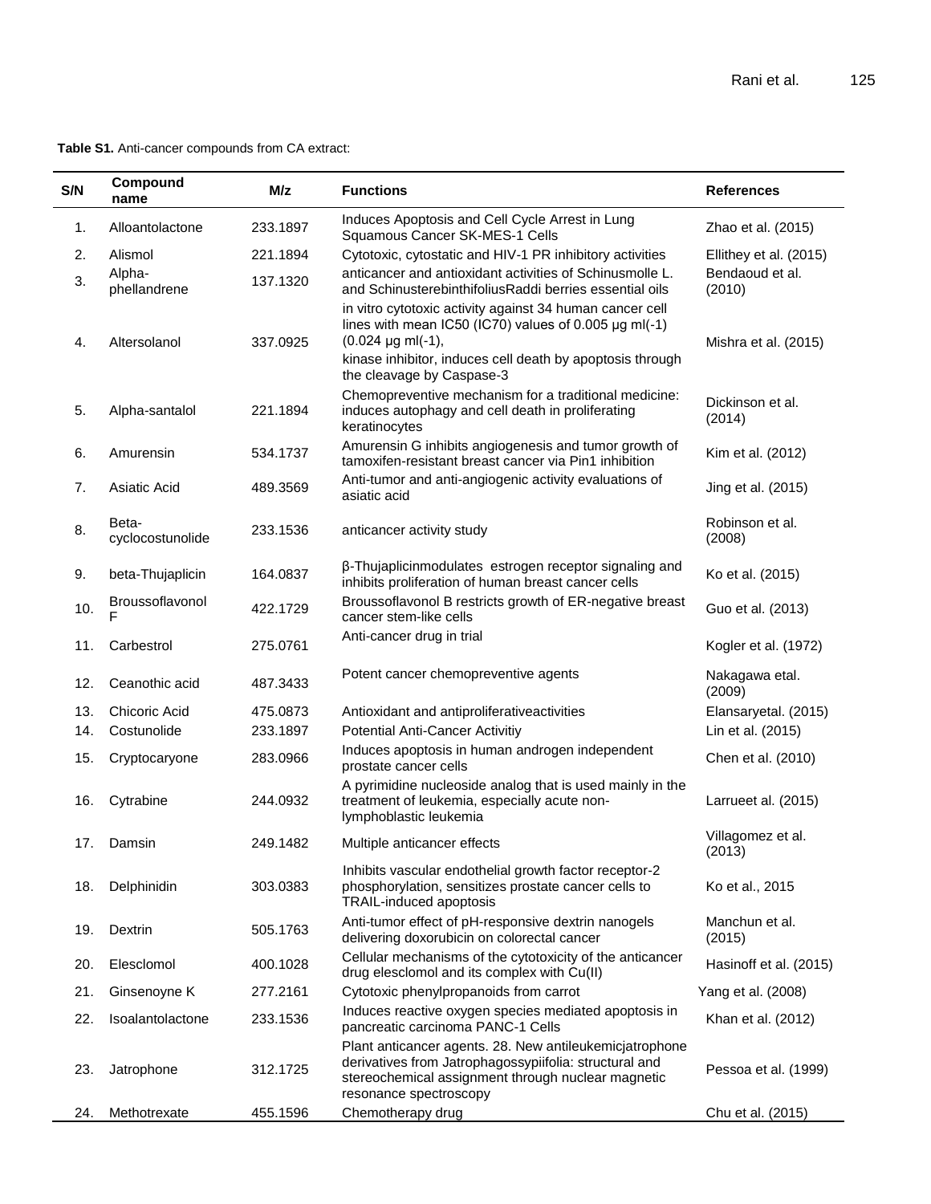**Table S1.** Anti-cancer compounds from CA extract:

| S/N | Compound name | M/z | Functions | References |
|---|---|---|---|---|
| 1. | Alloantolactone | 233.1897 | Induces Apoptosis and Cell Cycle Arrest in Lung Squamous Cancer SK-MES-1 Cells | Zhao et al. (2015) |
| 2. | Alismol | 221.1894 | Cytotoxic, cytostatic and HIV-1 PR inhibitory activities | Ellithey et al. (2015) |
| 3. | Alpha-phellandrene | 137.1320 | anticancer and antioxidant activities of Schinusmolle L. and SchinusterebinthifoliusRaddi berries essential oils | Bendaoud et al. (2010) |
| 4. | Altersolanol | 337.0925 | in vitro cytotoxic activity against 34 human cancer cell lines with mean IC50 (IC70) values of 0.005 μg ml(-1) (0.024 μg ml(-1), kinase inhibitor, induces cell death by apoptosis through the cleavage by Caspase-3 | Mishra et al. (2015) |
| 5. | Alpha-santalol | 221.1894 | Chemopreventive mechanism for a traditional medicine: induces autophagy and cell death in proliferating keratinocytes | Dickinson et al. (2014) |
| 6. | Amurensin | 534.1737 | Amurensin G inhibits angiogenesis and tumor growth of tamoxifen-resistant breast cancer via Pin1 inhibition | Kim et al. (2012) |
| 7. | Asiatic Acid | 489.3569 | Anti-tumor and anti-angiogenic activity evaluations of asiatic acid | Jing et al. (2015) |
| 8. | Beta-cyclocostunolide | 233.1536 | anticancer activity study | Robinson et al. (2008) |
| 9. | beta-Thujaplicin | 164.0837 | β-Thujaplicinmodulates estrogen receptor signaling and inhibits proliferation of human breast cancer cells | Ko et al. (2015) |
| 10. | Broussoflavonol F | 422.1729 | Broussoflavonol B restricts growth of ER-negative breast cancer stem-like cells | Guo et al. (2013) |
| 11. | Carbestrol | 275.0761 | Anti-cancer drug in trial | Kogler et al. (1972) |
| 12. | Ceanothic acid | 487.3433 | Potent cancer chemopreventive agents | Nakagawa etal. (2009) |
| 13. | Chicoric Acid | 475.0873 | Antioxidant and antiproliferativeactivities | Elansaryetal. (2015) |
| 14. | Costunolide | 233.1897 | Potential Anti-Cancer Activitiy | Lin et al. (2015) |
| 15. | Cryptocaryone | 283.0966 | Induces apoptosis in human androgen independent prostate cancer cells | Chen et al. (2010) |
| 16. | Cytrabine | 244.0932 | A pyrimidine nucleoside analog that is used mainly in the treatment of leukemia, especially acute non-lymphoblastic leukemia | Larrueet al. (2015) |
| 17. | Damsin | 249.1482 | Multiple anticancer effects | Villagomez et al. (2013) |
| 18. | Delphinidin | 303.0383 | Inhibits vascular endothelial growth factor receptor-2 phosphorylation, sensitizes prostate cancer cells to TRAIL-induced apoptosis | Ko et al., 2015 |
| 19. | Dextrin | 505.1763 | Anti-tumor effect of pH-responsive dextrin nanogels delivering doxorubicin on colorectal cancer | Manchun et al. (2015) |
| 20. | Elesclomol | 400.1028 | Cellular mechanisms of the cytotoxicity of the anticancer drug elesclomol and its complex with Cu(II) | Hasinoff et al. (2015) |
| 21. | Ginsenoyne K | 277.2161 | Cytotoxic phenylpropanoids from carrot | Yang et al. (2008) |
| 22. | Isoalantolactone | 233.1536 | Induces reactive oxygen species mediated apoptosis in pancreatic carcinoma PANC-1 Cells | Khan et al. (2012) |
| 23. | Jatrophone | 312.1725 | Plant anticancer agents. 28. New antileukemicjatrophone derivatives from Jatrophagossypiifolia: structural and stereochemical assignment through nuclear magnetic resonance spectroscopy | Pessoa et al. (1999) |
| 24. | Methotrexate | 455.1596 | Chemotherapy drug | Chu et al. (2015) |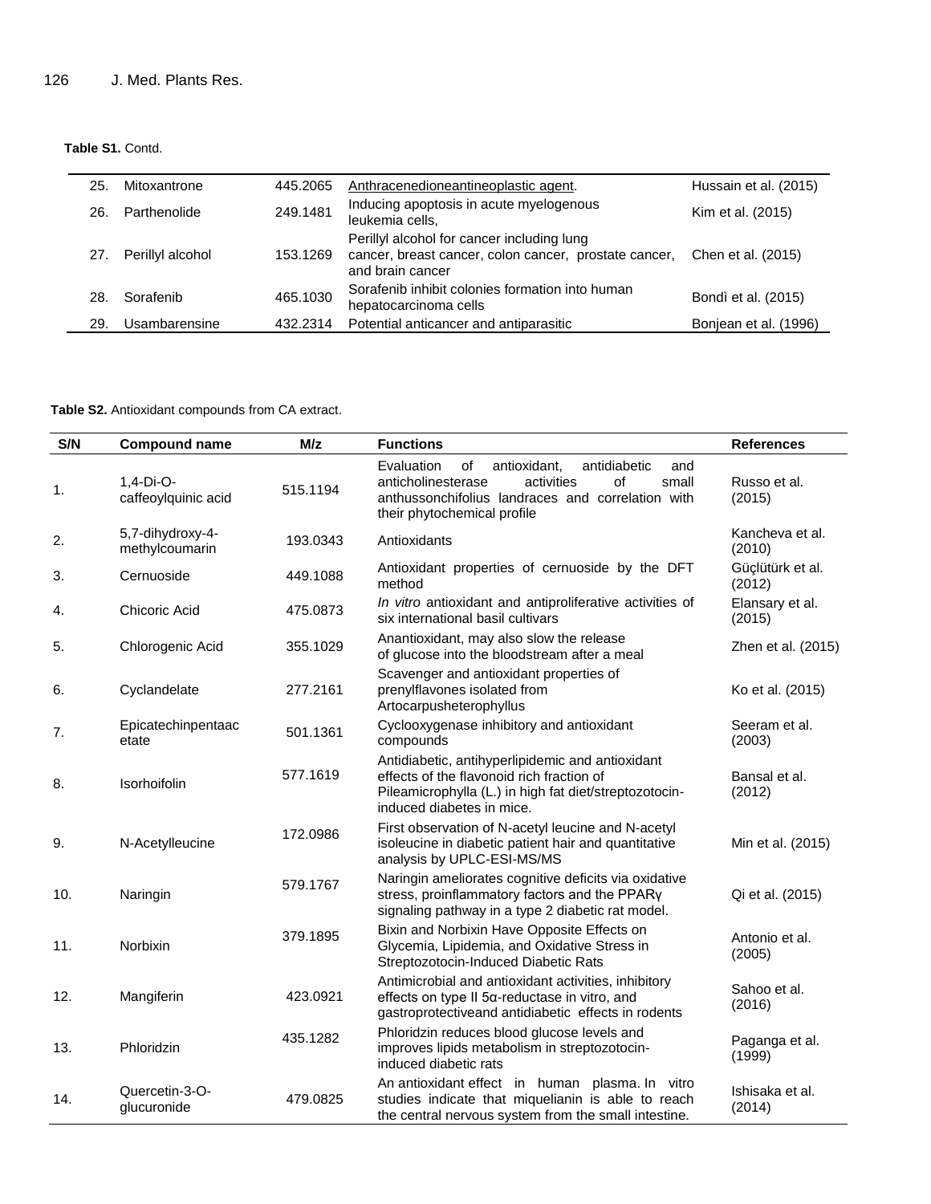**Table S1.** Contd.

| | | | | |
|---|---|---|---|---|
| 25. | Mitoxantrone | 445.2065 | Anthracenedioneantineoplastic agent. | Hussain et al. (2015) |
| 26. | Parthenolide | 249.1481 | Inducing apoptosis in acute myelogenous leukemia cells, | Kim et al. (2015) |
| 27. | Perillyl alcohol | 153.1269 | Perillyl alcohol for cancer including lung cancer, breast cancer, colon cancer, prostate cancer, and brain cancer | Chen et al. (2015) |
| 28. | Sorafenib | 465.1030 | Sorafenib inhibit colonies formation into human hepatocarcinoma cells | Bondì et al. (2015) |
| 29. | Usambarensine | 432.2314 | Potential anticancer and antiparasitic | Bonjean et al. (1996) |

**Table S2.** Antioxidant compounds from CA extract.

| S/N | Compound name | M/z | Functions | References |
|---|---|---|---|---|
| 1. | 1,4-Di-O-caffeoylquinic acid | 515.1194 | Evaluation of antioxidant, antidiabetic and anticholinesterase activities of small anthussonchifolius landraces and correlation with their phytochemical profile | Russo et al. (2015) |
| 2. | 5,7-dihydroxy-4-methylcoumarin | 193.0343 | Antioxidants | Kancheva et al. (2010) |
| 3. | Cernuoside | 449.1088 | Antioxidant properties of cernuoside by the DFT method | Güçlütürk et al. (2012) |
| 4. | Chicoric Acid | 475.0873 | *In vitro* antioxidant and antiproliferative activities of six international basil cultivars | Elansary et al. (2015) |
| 5. | Chlorogenic Acid | 355.1029 | Anantioxidant, may also slow the release of glucose into the bloodstream after a meal | Zhen et al. (2015) |
| 6. | Cyclandelate | 277.2161 | Scavenger and antioxidant properties of prenylflavones isolated from Artocarpusheterophyllus | Ko et al. (2015) |
| 7. | Epicatechinpentaacetate | 501.1361 | Cyclooxygenase inhibitory and antioxidant compounds | Seeram et al. (2003) |
| 8. | Isorhoifolin | 577.1619 | Antidiabetic, antihyperlipidemic and antioxidant effects of the flavonoid rich fraction of Pileamicrophylla (L.) in high fat diet/streptozotocin-induced diabetes in mice. | Bansal et al. (2012) |
| 9. | N-Acetylleucine | 172.0986 | First observation of N-acetyl leucine and N-acetyl isoleucine in diabetic patient hair and quantitative analysis by UPLC-ESI-MS/MS | Min et al. (2015) |
| 10. | Naringin | 579.1767 | Naringin ameliorates cognitive deficits via oxidative stress, proinflammatory factors and the PPARγ signaling pathway in a type 2 diabetic rat model. | Qi et al. (2015) |
| 11. | Norbixin | 379.1895 | Bixin and Norbixin Have Opposite Effects on Glycemia, Lipidemia, and Oxidative Stress in Streptozotocin-Induced Diabetic Rats | Antonio et al. (2005) |
| 12. | Mangiferin | 423.0921 | Antimicrobial and antioxidant activities, inhibitory effects on type II 5α-reductase in vitro, and gastroprotectiveand antidiabetic effects in rodents | Sahoo et al. (2016) |
| 13. | Phloridzin | 435.1282 | Phloridzin reduces blood glucose levels and improves lipids metabolism in streptozotocin-induced diabetic rats | Paganga et al. (1999) |
| 14. | Quercetin-3-O-glucuronide | 479.0825 | An antioxidant effect in human plasma. In vitro studies indicate that miquelianin is able to reach the central nervous system from the small intestine. | Ishisaka et al. (2014) |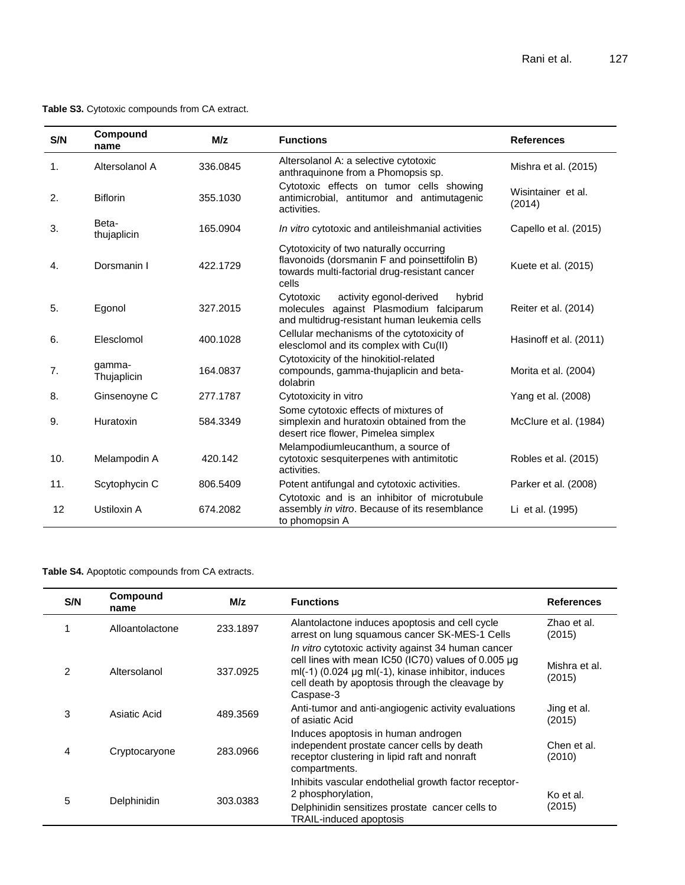**Table S3.** Cytotoxic compounds from CA extract.

| S/N | Compound name | M/z | Functions | References |
|---|---|---|---|---|
| 1. | Altersolanol A | 336.0845 | Altersolanol A: a selective cytotoxic anthraquinone from a Phomopsis sp. | Mishra et al. (2015) |
| 2. | Biflorin | 355.1030 | Cytotoxic effects on tumor cells showing antimicrobial, antitumor and antimutagenic activities. | Wisintainer et al. (2014) |
| 3. | Beta-thujaplicin | 165.0904 | *In vitro* cytotoxic and antileishmanial activities | Capello et al. (2015) |
| 4. | Dorsmanin I | 422.1729 | Cytotoxicity of two naturally occurring flavonoids (dorsmanin F and poinsettifolin B) towards multi-factorial drug-resistant cancer cells | Kuete et al. (2015) |
| 5. | Egonol | 327.2015 | Cytotoxic activity egonol-derived hybrid molecules against Plasmodium falciparum and multidrug-resistant human leukemia cells | Reiter et al. (2014) |
| 6. | Elesclomol | 400.1028 | Cellular mechanisms of the cytotoxicity of elesclomol and its complex with Cu(II) | Hasinoff et al. (2011) |
| 7. | gamma-Thujaplicin | 164.0837 | Cytotoxicity of the hinokitiol-related compounds, gamma-thujaplicin and beta-dolabrin | Morita et al. (2004) |
| 8. | Ginsenoyne C | 277.1787 | Cytotoxicity in vitro | Yang et al. (2008) |
| 9. | Huratoxin | 584.3349 | Some cytotoxic effects of mixtures of simplexin and huratoxin obtained from the desert rice flower, Pimelea simplex | McClure et al. (1984) |
| 10. | Melampodin A | 420.142 | Melampodiumleucanthum, a source of cytotoxic sesquiterpenes with antimitotic activities. | Robles et al. (2015) |
| 11. | Scytophycin C | 806.5409 | Potent antifungal and cytotoxic activities. | Parker et al. (2008) |
| 12 | Ustiloxin A | 674.2082 | Cytotoxic and is an inhibitor of microtubule assembly *in vitro*. Because of its resemblance to phomopsin A | Li et al. (1995) |

**Table S4.** Apoptotic compounds from CA extracts.

| S/N | Compound name | M/z | Functions | References |
|---|---|---|---|---|
| 1 | Alloantolactone | 233.1897 | Alantolactone induces apoptosis and cell cycle arrest on lung squamous cancer SK-MES-1 Cells | Zhao et al. (2015) |
| 2 | Altersolanol | 337.0925 | *In vitro* cytotoxic activity against 34 human cancer cell lines with mean IC50 (IC70) values of 0.005 µg ml(-1) (0.024 µg ml(-1), kinase inhibitor, induces cell death by apoptosis through the cleavage by Caspase-3 | Mishra et al. (2015) |
| 3 | Asiatic Acid | 489.3569 | Anti-tumor and anti-angiogenic activity evaluations of asiatic Acid | Jing et al. (2015) |
| 4 | Cryptocaryone | 283.0966 | Induces apoptosis in human androgen independent prostate cancer cells by death receptor clustering in lipid raft and nonraft compartments. | Chen et al. (2010) |
| 5 | Delphinidin | 303.0383 | Inhibits vascular endothelial growth factor receptor-2 phosphorylation, Delphinidin sensitizes prostate cancer cells to TRAIL-induced apoptosis | Ko et al. (2015) |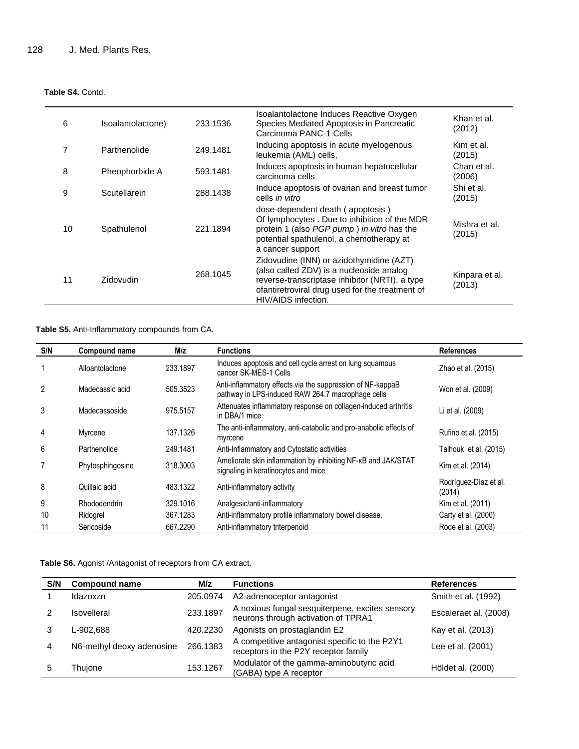**Table S4.** Contd.

| | | | | |
|---|---|---|---|---|
| 6 | Isoalantolactone) | 233.1536 | Isoalantolactone Induces Reactive Oxygen Species Mediated Apoptosis in Pancreatic Carcinoma PANC-1 Cells | Khan et al. (2012) |
| 7 | Parthenolide | 249.1481 | Inducing apoptosis in acute myelogenous leukemia (AML) cells, | Kim et al. (2015) |
| 8 | Pheophorbide A | 593.1481 | Induces apoptosis in human hepatocellular carcinoma cells | Chan et al. (2006) |
| 9 | Scutellarein | 288.1438 | Induce apoptosis of ovarian and breast tumor cells *in vitro* | Shi et al. (2015) |
| 10 | Spathulenol | 221.1894 | dose-dependent death ( apoptosis ) Of lymphocytes . Due to inhibition of the MDR protein 1 (also *PGP pump* ) *in vitro* has the potential spathulenol, a chemotherapy at a cancer support | Mishra et al. (2015) |
| 11 | Zidovudin | 268.1045 | Zidovudine (INN) or azidothymidine (AZT) (also called ZDV) is a nucleoside analog reverse-transcriptase inhibitor (NRTI), a type ofantiretroviral drug used for the treatment of HIV/AIDS infection. | Kinpara et al. (2013) |

**Table S5.** Anti-Inflammatory compounds from CA.

| S/N | Compound name | M/z | Functions | References |
|---|---|---|---|---|
| 1 | Alloantolactone | 233.1897 | Induces apoptosis and cell cycle arrest on lung squamous cancer SK-MES-1 Cells | Zhao et al. (2015) |
| 2 | Madecassic acid | 505.3523 | Anti-inflammatory effects via the suppression of NF-kappaB pathway in LPS-induced RAW 264.7 macrophage cells | Won et al. (2009) |
| 3 | Madecassoside | 975.5157 | Attenuates inflammatory response on collagen-induced arthritis in DBA/1 mice | Li et al. (2009) |
| 4 | Myrcene | 137.1326 | The anti-inflammatory, anti-catabolic and pro-anabolic effects of myrcene | Rufino et al. (2015) |
| 6 | Parthenolide | 249.1481 | Anti-Inflammatory and Cytostatic activities | Talhouk et al. (2015) |
| 7 | Phytosphingosine | 318.3003 | Ameliorate skin inflammation by inhibiting NF-κB and JAK/STAT signaling in keratinocytes and mice | Kim et al. (2014) |
| 8 | Quillaic acid | 483.1322 | Anti-inflammatory activity | Rodríguez-Díaz et al. (2014) |
| 9 | Rhododendrin | 329.1016 | Analgesic/anti-inflammatory | Kim et al. (2011) |
| 10 | Ridogrel | 367.1283 | Anti-inflammatory profile inflammatory bowel disease. | Carty et al. (2000) |
| 11 | Sericoside | 667.2290 | Anti-inflammatory triterpenoid | Rode et al. (2003) |

**Table S6.** Agonist /Antagonist of receptors from CA extract.

| S/N | Compound name | M/z | Functions | References |
|---|---|---|---|---|
| 1 | Idazoxzn | 205.0974 | A2-adrenoceptor antagonist | Smith et al. (1992) |
| 2 | Isovelleral | 233.1897 | A noxious fungal sesquiterpene, excites sensory neurons through activation of TPRA1 | Escaleraet al. (2008) |
| 3 | L-902,688 | 420.2230 | Agonists on prostaglandin E2 | Kay et al. (2013) |
| 4 | N6-methyl deoxy adenosine | 266.1383 | A competitive antagonist specific to the P2Y1 receptors in the P2Y receptor family | Lee et al. (2001) |
| 5 | Thujone | 153.1267 | Modulator of the gamma-aminobutyric acid (GABA) type A receptor | Höldet al. (2000) |